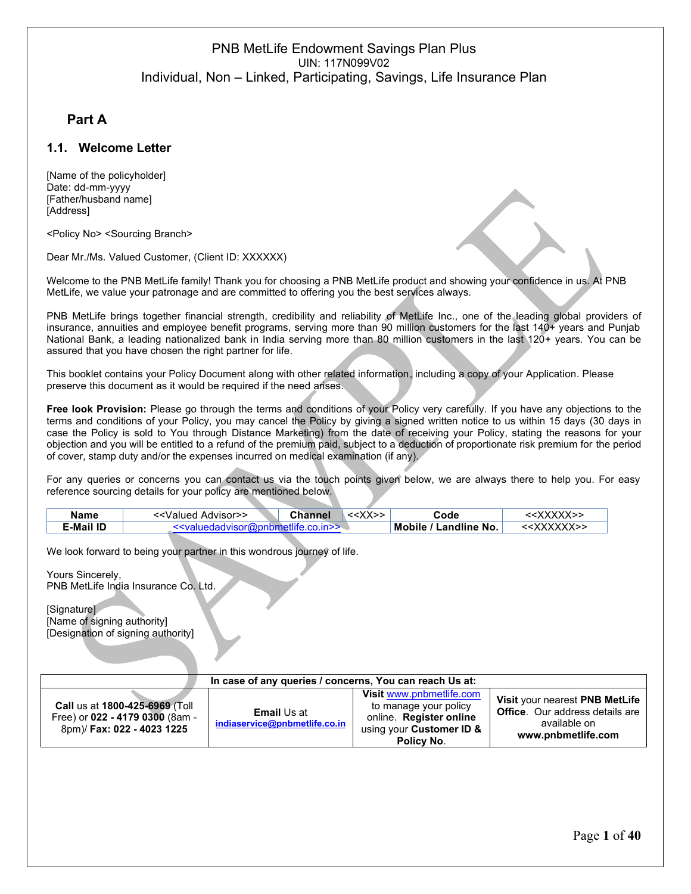PNB MetLife Endowment Savings Plan Plus

UIN: 117N099V02

Individual, Non – Linked, Participating, Savings, Life Insurance Plan

# Part A

## 1.1. Welcome Letter

[Name of the policyholder]
Date: dd-mm-yyyy
[Father/husband name]
[Address]

<Policy No> <Sourcing Branch>

Dear Mr./Ms. Valued Customer, (Client ID: XXXXXX)

Welcome to the PNB MetLife family! Thank you for choosing a PNB MetLife product and showing your confidence in us. At PNB MetLife, we value your patronage and are committed to offering you the best services always.

PNB MetLife brings together financial strength, credibility and reliability of MetLife Inc., one of the leading global providers of insurance, annuities and employee benefit programs, serving more than 90 million customers for the last 140+ years and Punjab National Bank, a leading nationalized bank in India serving more than 80 million customers in the last 120+ years. You can be assured that you have chosen the right partner for life.

This booklet contains your Policy Document along with other related information, including a copy of your Application. Please preserve this document as it would be required if the need arises.

**Free look Provision:** Please go through the terms and conditions of your Policy very carefully. If you have any objections to the terms and conditions of your Policy, you may cancel the Policy by giving a signed written notice to us within 15 days (30 days in case the Policy is sold to You through Distance Marketing) from the date of receiving your Policy, stating the reasons for your objection and you will be entitled to a refund of the premium paid, subject to a deduction of proportionate risk premium for the period of cover, stamp duty and/or the expenses incurred on medical examination (if any).

For any queries or concerns you can contact us via the touch points given below, we are always there to help you. For easy reference sourcing details for your policy are mentioned below.

| Name | <<Valued Advisor>> | Channel | <<XX>> | Code | <<XXXXX>> |
|---|---|---|---|---|---|
| E-Mail ID | <<valuedadvisor@pnbmetlife.co.in>> | | | Mobile / Landline No. | <<XXXXXX>> |

We look forward to being your partner in this wondrous journey of life.

Yours Sincerely,
PNB MetLife India Insurance Co. Ltd.

[Signature]
[Name of signing authority]
[Designation of signing authority]

| In case of any queries / concerns, You can reach Us at: | | | |
|---|---|---|---|
| **Call** us at **1800-425-6969** (Toll Free) or **022 - 4179 0300** (8am - 8pm)/ **Fax: 022 - 4023 1225** | **Email** Us at **indiaservice@pnbmetlife.co.in** | **Visit** www.pnbmetlife.com to manage your policy online. **Register online** using your **Customer ID & Policy No**. | **Visit** your nearest **PNB MetLife Office**. Our address details are available on **www.pnbmetlife.com** |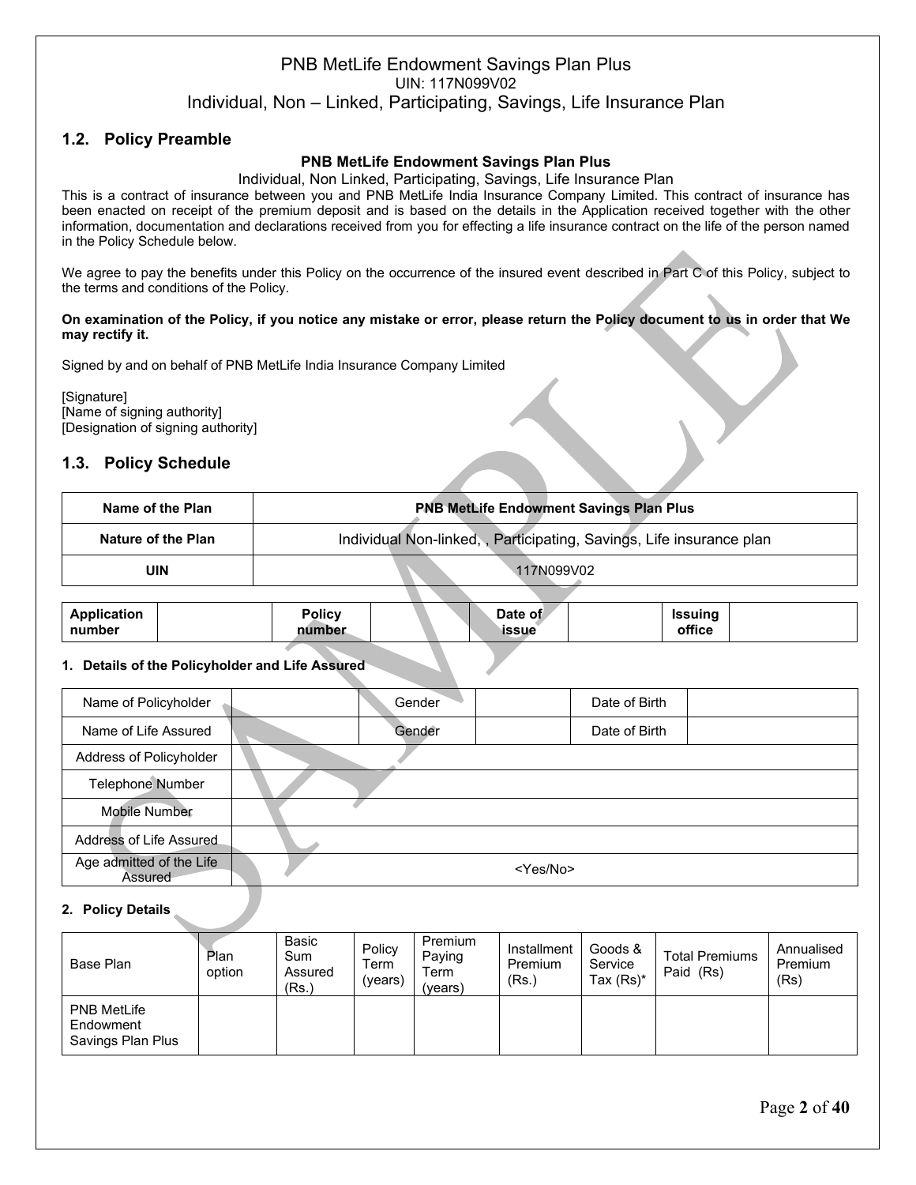PNB MetLife Endowment Savings Plan Plus
UIN: 117N099V02
Individual, Non – Linked, Participating, Savings, Life Insurance Plan

## 1.2. Policy Preamble

**PNB MetLife Endowment Savings Plan Plus**

Individual, Non Linked, Participating, Savings, Life Insurance Plan

This is a contract of insurance between you and PNB MetLife India Insurance Company Limited. This contract of insurance has been enacted on receipt of the premium deposit and is based on the details in the Application received together with the other information, documentation and declarations received from you for effecting a life insurance contract on the life of the person named in the Policy Schedule below.

We agree to pay the benefits under this Policy on the occurrence of the insured event described in Part C of this Policy, subject to the terms and conditions of the Policy.

**On examination of the Policy, if you notice any mistake or error, please return the Policy document to us in order that We may rectify it.**

Signed by and on behalf of PNB MetLife India Insurance Company Limited

[Signature]
[Name of signing authority]
[Designation of signing authority]

## 1.3. Policy Schedule

| **Name of the Plan** | **PNB MetLife Endowment Savings Plan Plus** |
|---|---|
| **Nature of the Plan** | Individual Non-linked, , Participating, Savings, Life insurance plan |
| **UIN** | 117N099V02 |

| **Application number** | | **Policy number** | | **Date of issue** | | **Issuing office** | |
|---|---|---|---|---|---|---|---|

**1. Details of the Policyholder and Life Assured**

| Name of Policyholder | | Gender | | Date of Birth | |
|---|---|---|---|---|---|
| Name of Life Assured | | Gender | | Date of Birth | |
| Address of Policyholder | | | | | |
| Telephone Number | | | | | |
| Mobile Number | | | | | |
| Address of Life Assured | | | | | |
| Age admitted of the Life Assured | <Yes/No> | | | | |

**2. Policy Details**

| Base Plan | Plan option | Basic Sum Assured (Rs.) | Policy Term (years) | Premium Paying Term (years) | Installment Premium (Rs.) | Goods & Service Tax (Rs)* | Total Premiums Paid (Rs) | Annualised Premium (Rs) |
|---|---|---|---|---|---|---|---|---|
| PNB MetLife Endowment Savings Plan Plus | | | | | | | | |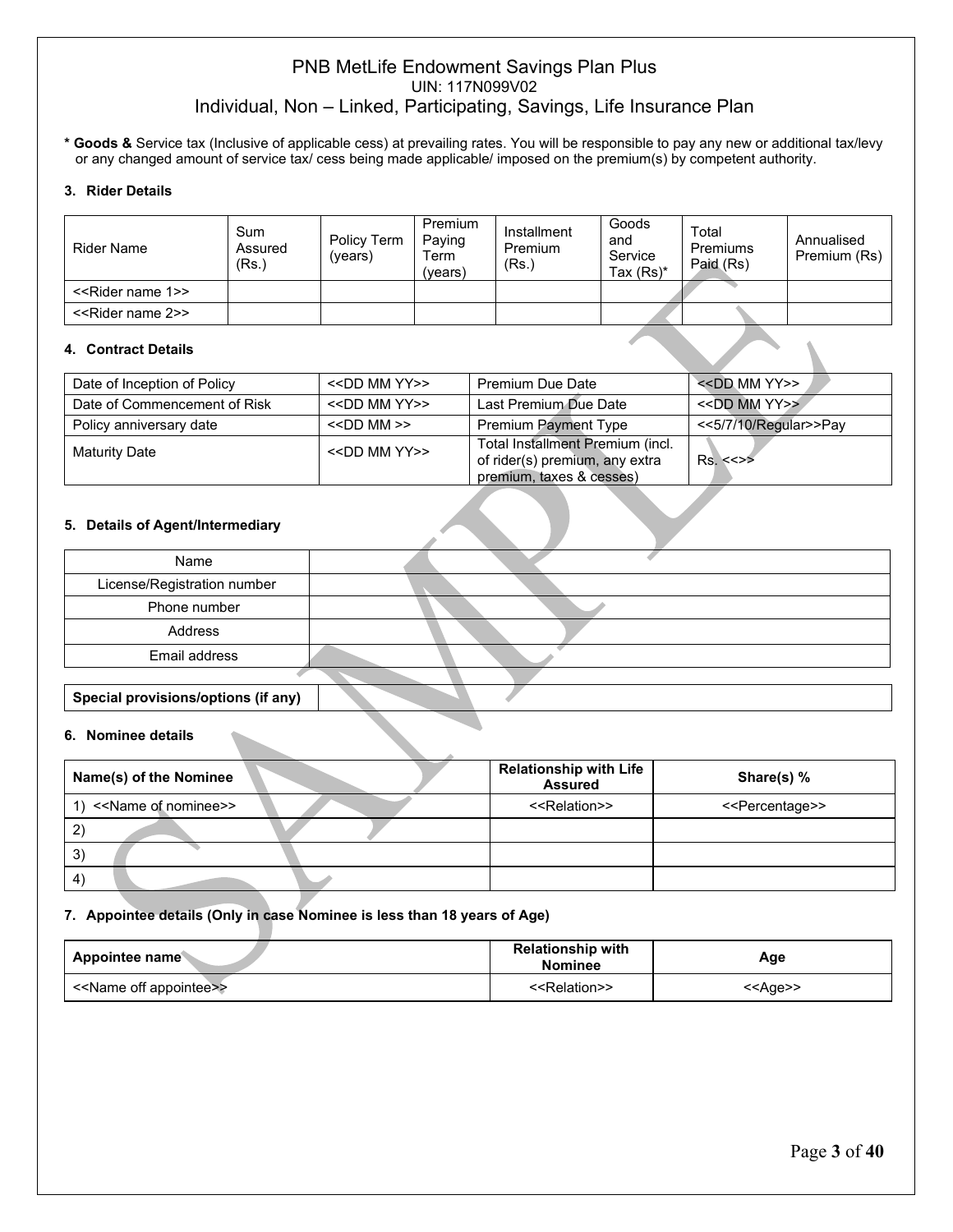# PNB MetLife Endowment Savings Plan Plus
UIN: 117N099V02
## Individual, Non – Linked, Participating, Savings, Life Insurance Plan

* **Goods &** Service tax (Inclusive of applicable cess) at prevailing rates. You will be responsible to pay any new or additional tax/levy or any changed amount of service tax/ cess being made applicable/ imposed on the premium(s) by competent authority.

### 3. Rider Details

| Rider Name | Sum Assured (Rs.) | Policy Term (years) | Premium Paying Term (years) | Installment Premium (Rs.) | Goods and Service Tax (Rs)* | Total Premiums Paid (Rs) | Annualised Premium (Rs) |
|---|---|---|---|---|---|---|---|
| <<Rider name 1>> | | | | | | | |
| <<Rider name 2>> | | | | | | | |

### 4. Contract Details

| Date of Inception of Policy | <<DD MM YY>> | Premium Due Date | <<DD MM YY>> |
|---|---|---|---|
| Date of Commencement of Risk | <<DD MM YY>> | Last Premium Due Date | <<DD MM YY>> |
| Policy anniversary date | <<DD MM >> | Premium Payment Type | <<5/7/10/Regular>>Pay |
| Maturity Date | <<DD MM YY>> | Total Installment Premium (incl. of rider(s) premium, any extra premium, taxes & cesses) | Rs. <<>> |

### 5. Details of Agent/Intermediary

| Name | |
|---|---|
| License/Registration number | |
| Phone number | |
| Address | |
| Email address | |

| **Special provisions/options (if any)** | |
|---|---|

### 6. Nominee details

| Name(s) of the Nominee | Relationship with Life Assured | Share(s) % |
|---|---|---|
| 1) <<Name of nominee>> | <<Relation>> | <<Percentage>> |
| 2) | | |
| 3) | | |
| 4) | | |

### 7. Appointee details (Only in case Nominee is less than 18 years of Age)

| Appointee name | Relationship with Nominee | Age |
|---|---|---|
| <<Name off appointee>> | <<Relation>> | <<Age>> |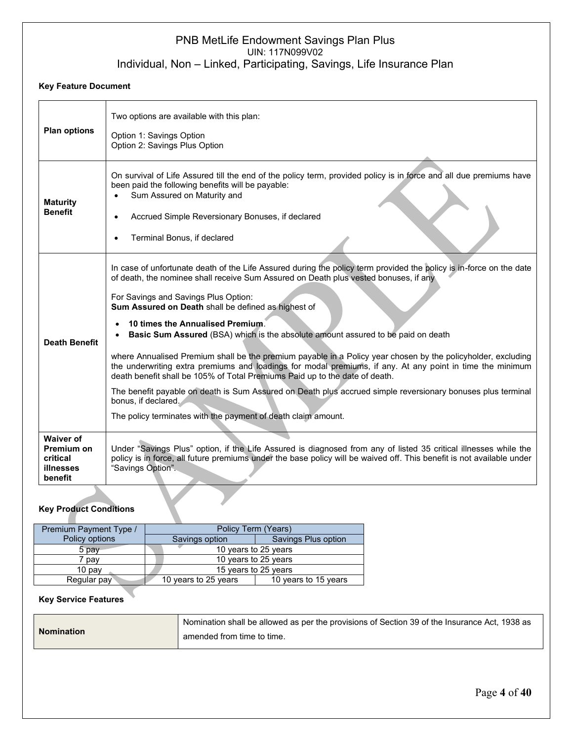PNB MetLife Endowment Savings Plan Plus
UIN: 117N099V02
Individual, Non – Linked, Participating, Savings, Life Insurance Plan

**Key Feature Document**

| **Plan options** | Two options are available with this plan:<br><br>Option 1: Savings Option<br>Option 2: Savings Plus Option |
|---|---|
| **Maturity Benefit** | On survival of Life Assured till the end of the policy term, provided policy is in force and all due premiums have been paid the following benefits will be payable:<br>• Sum Assured on Maturity and<br>• Accrued Simple Reversionary Bonuses, if declared<br>• Terminal Bonus, if declared |
| **Death Benefit** | In case of unfortunate death of the Life Assured during the policy term provided the policy is in-force on the date of death, the nominee shall receive Sum Assured on Death plus vested bonuses, if any<br><br>For Savings and Savings Plus Option:<br>**Sum Assured on Death** shall be defined as highest of<br>• **10 times the Annualised Premium**.<br>• **Basic Sum Assured** (BSA) which is the absolute amount assured to be paid on death<br><br>where Annualised Premium shall be the premium payable in a Policy year chosen by the policyholder, excluding the underwriting extra premiums and loadings for modal premiums, if any. At any point in time the minimum death benefit shall be 105% of Total Premiums Paid up to the date of death.<br><br>The benefit payable on death is Sum Assured on Death plus accrued simple reversionary bonuses plus terminal bonus, if declared.<br><br>The policy terminates with the payment of death claim amount. |
| **Waiver of Premium on critical illnesses benefit** | Under "Savings Plus" option, if the Life Assured is diagnosed from any of listed 35 critical illnesses while the policy is in force, all future premiums under the base policy will be waived off. This benefit is not available under "Savings Option". |

**Key Product Conditions**

| Premium Payment Type / Policy options | Policy Term (Years) | |
|---|---|---|
| | Savings option | Savings Plus option |
| 5 pay | 10 years to 25 years | |
| 7 pay | 10 years to 25 years | |
| 10 pay | 15 years to 25 years | |
| Regular pay | 10 years to 25 years | 10 years to 15 years |

**Key Service Features**

| **Nomination** | Nomination shall be allowed as per the provisions of Section 39 of the Insurance Act, 1938 as amended from time to time. |
|---|---|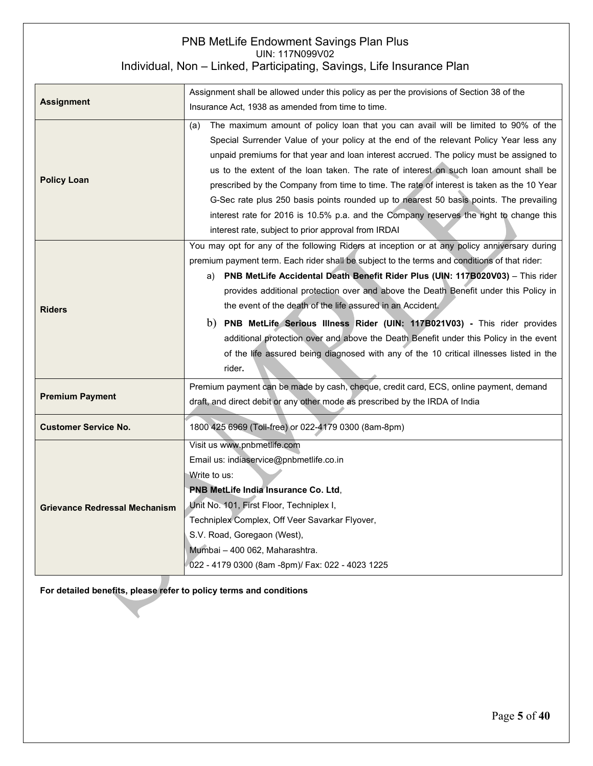| | |
|---|---|
| **Assignment** | Assignment shall be allowed under this policy as per the provisions of Section 38 of the Insurance Act, 1938 as amended from time to time. |
| **Policy Loan** | (a) The maximum amount of policy loan that you can avail will be limited to 90% of the Special Surrender Value of your policy at the end of the relevant Policy Year less any unpaid premiums for that year and loan interest accrued. The policy must be assigned to us to the extent of the loan taken. The rate of interest on such loan amount shall be prescribed by the Company from time to time. The rate of interest is taken as the 10 Year G-Sec rate plus 250 basis points rounded up to nearest 50 basis points. The prevailing interest rate for 2016 is 10.5% p.a. and the Company reserves the right to change this interest rate, subject to prior approval from IRDAI |
| **Riders** | You may opt for any of the following Riders at inception or at any policy anniversary during premium payment term. Each rider shall be subject to the terms and conditions of that rider:<br>a) **PNB MetLife Accidental Death Benefit Rider Plus (UIN: 117B020V03)** – This rider provides additional protection over and above the Death Benefit under this Policy in the event of the death of the life assured in an Accident.<br>b) **PNB MetLife Serious Illness Rider (UIN: 117B021V03) -** This rider provides additional protection over and above the Death Benefit under this Policy in the event of the life assured being diagnosed with any of the 10 critical illnesses listed in the rider**.** |
| **Premium Payment** | Premium payment can be made by cash, cheque, credit card, ECS, online payment, demand draft, and direct debit or any other mode as prescribed by the IRDA of India |
| **Customer Service No.** | 1800 425 6969 (Toll-free) or 022-4179 0300 (8am-8pm) |
| **Grievance Redressal Mechanism** | Visit us www.pnbmetlife.com<br>Email us: indiaservice@pnbmetlife.co.in<br>Write to us:<br>**PNB MetLife India Insurance Co. Ltd**,<br>Unit No. 101, First Floor, Techniplex I,<br>Techniplex Complex, Off Veer Savarkar Flyover,<br>S.V. Road, Goregaon (West),<br>Mumbai – 400 062, Maharashtra.<br>022 - 4179 0300 (8am -8pm)/ Fax: 022 - 4023 1225 |

**For detailed benefits, please refer to policy terms and conditions**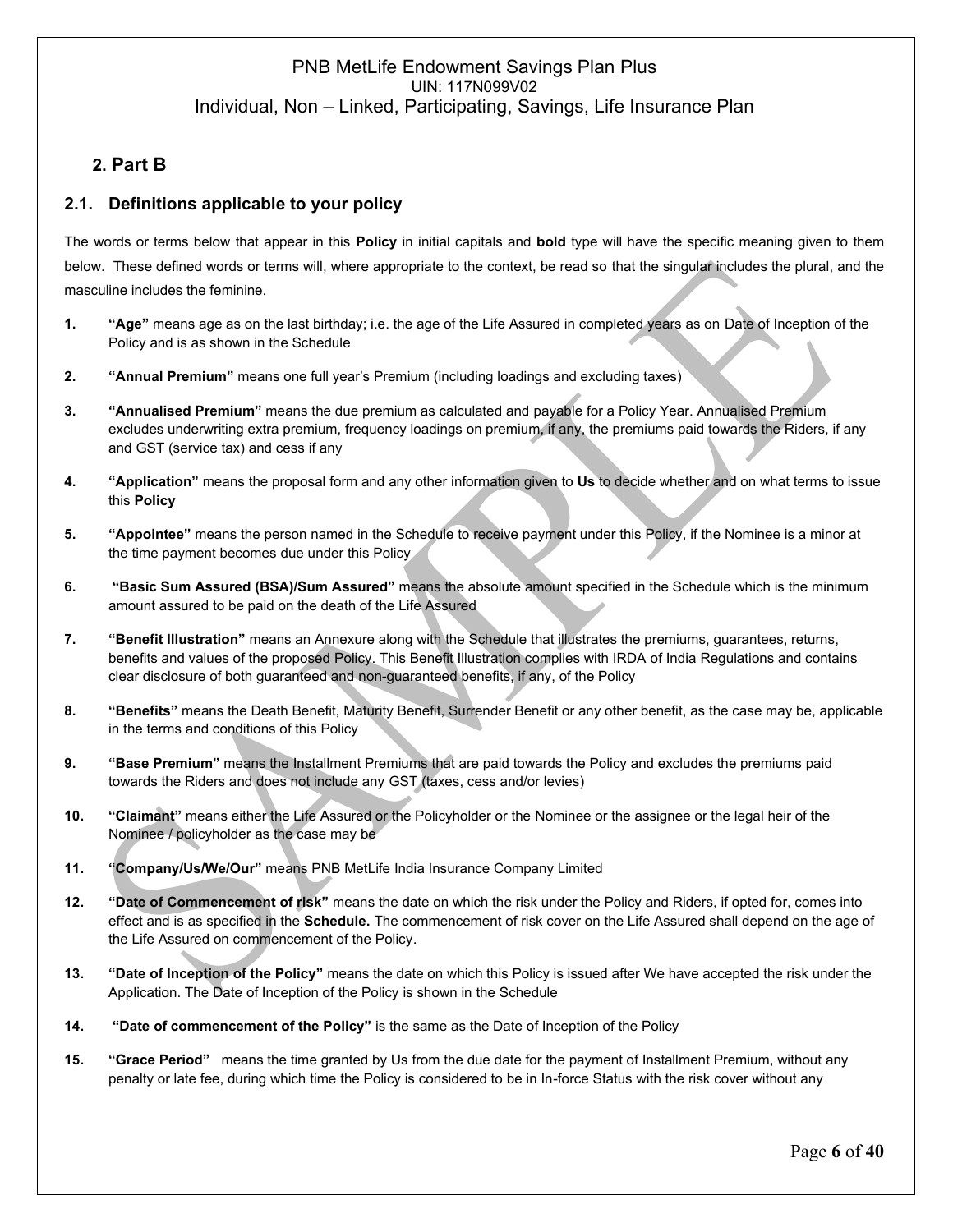## 2. Part B

### 2.1. Definitions applicable to your policy

The words or terms below that appear in this **Policy** in initial capitals and **bold** type will have the specific meaning given to them below. These defined words or terms will, where appropriate to the context, be read so that the singular includes the plural, and the masculine includes the feminine.

1. **"Age"** means age as on the last birthday; i.e. the age of the Life Assured in completed years as on Date of Inception of the Policy and is as shown in the Schedule

2. **"Annual Premium"** means one full year's Premium (including loadings and excluding taxes)

3. **"Annualised Premium"** means the due premium as calculated and payable for a Policy Year. Annualised Premium excludes underwriting extra premium, frequency loadings on premium, if any, the premiums paid towards the Riders, if any and GST (service tax) and cess if any

4. **"Application"** means the proposal form and any other information given to **Us** to decide whether and on what terms to issue this **Policy**

5. **"Appointee"** means the person named in the Schedule to receive payment under this Policy, if the Nominee is a minor at the time payment becomes due under this Policy

6. **"Basic Sum Assured (BSA)/Sum Assured"** means the absolute amount specified in the Schedule which is the minimum amount assured to be paid on the death of the Life Assured

7. **"Benefit Illustration"** means an Annexure along with the Schedule that illustrates the premiums, guarantees, returns, benefits and values of the proposed Policy. This Benefit Illustration complies with IRDA of India Regulations and contains clear disclosure of both guaranteed and non-guaranteed benefits, if any, of the Policy

8. **"Benefits"** means the Death Benefit, Maturity Benefit, Surrender Benefit or any other benefit, as the case may be, applicable in the terms and conditions of this Policy

9. **"Base Premium"** means the Installment Premiums that are paid towards the Policy and excludes the premiums paid towards the Riders and does not include any GST (taxes, cess and/or levies)

10. **"Claimant"** means either the Life Assured or the Policyholder or the Nominee or the assignee or the legal heir of the Nominee / policyholder as the case may be

11. **"Company/Us/We/Our"** means PNB MetLife India Insurance Company Limited

12. **"Date of Commencement of risk"** means the date on which the risk under the Policy and Riders, if opted for, comes into effect and is as specified in the **Schedule.** The commencement of risk cover on the Life Assured shall depend on the age of the Life Assured on commencement of the Policy.

13. **"Date of Inception of the Policy"** means the date on which this Policy is issued after We have accepted the risk under the Application. The Date of Inception of the Policy is shown in the Schedule

14. **"Date of commencement of the Policy"** is the same as the Date of Inception of the Policy

15. **"Grace Period"** means the time granted by Us from the due date for the payment of Installment Premium, without any penalty or late fee, during which time the Policy is considered to be in In-force Status with the risk cover without any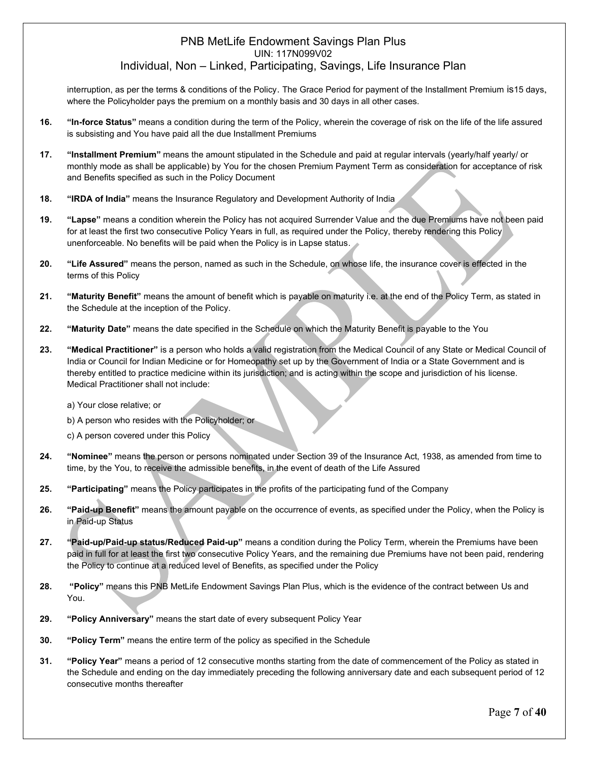interruption, as per the terms & conditions of the Policy. The Grace Period for payment of the Installment Premium is15 days, where the Policyholder pays the premium on a monthly basis and 30 days in all other cases.

16. **"In-force Status"** means a condition during the term of the Policy, wherein the coverage of risk on the life of the life assured is subsisting and You have paid all the due Installment Premiums

17. **"Installment Premium"** means the amount stipulated in the Schedule and paid at regular intervals (yearly/half yearly/ or monthly mode as shall be applicable) by You for the chosen Premium Payment Term as consideration for acceptance of risk and Benefits specified as such in the Policy Document

18. **"IRDA of India"** means the Insurance Regulatory and Development Authority of India

19. **"Lapse"** means a condition wherein the Policy has not acquired Surrender Value and the due Premiums have not been paid for at least the first two consecutive Policy Years in full, as required under the Policy, thereby rendering this Policy unenforceable. No benefits will be paid when the Policy is in Lapse status.

20. **"Life Assured"** means the person, named as such in the Schedule, on whose life, the insurance cover is effected in the terms of this Policy

21. **"Maturity Benefit"** means the amount of benefit which is payable on maturity i.e. at the end of the Policy Term, as stated in the Schedule at the inception of the Policy.

22. **"Maturity Date"** means the date specified in the Schedule on which the Maturity Benefit is payable to the You

23. **"Medical Practitioner"** is a person who holds a valid registration from the Medical Council of any State or Medical Council of India or Council for Indian Medicine or for Homeopathy set up by the Government of India or a State Government and is thereby entitled to practice medicine within its jurisdiction; and is acting within the scope and jurisdiction of his license. Medical Practitioner shall not include:

    a) Your close relative; or

    b) A person who resides with the Policyholder; or

    c) A person covered under this Policy

24. **"Nominee"** means the person or persons nominated under Section 39 of the Insurance Act, 1938, as amended from time to time, by the You, to receive the admissible benefits, in the event of death of the Life Assured

25. **"Participating"** means the Policy participates in the profits of the participating fund of the Company

26. **"Paid-up Benefit"** means the amount payable on the occurrence of events, as specified under the Policy, when the Policy is in Paid-up Status

27. **"Paid-up/Paid-up status/Reduced Paid-up"** means a condition during the Policy Term, wherein the Premiums have been paid in full for at least the first two consecutive Policy Years, and the remaining due Premiums have not been paid, rendering the Policy to continue at a reduced level of Benefits, as specified under the Policy

28. **"Policy"** means this PNB MetLife Endowment Savings Plan Plus, which is the evidence of the contract between Us and You.

29. **"Policy Anniversary"** means the start date of every subsequent Policy Year

30. **"Policy Term"** means the entire term of the policy as specified in the Schedule

31. **"Policy Year"** means a period of 12 consecutive months starting from the date of commencement of the Policy as stated in the Schedule and ending on the day immediately preceding the following anniversary date and each subsequent period of 12 consecutive months thereafter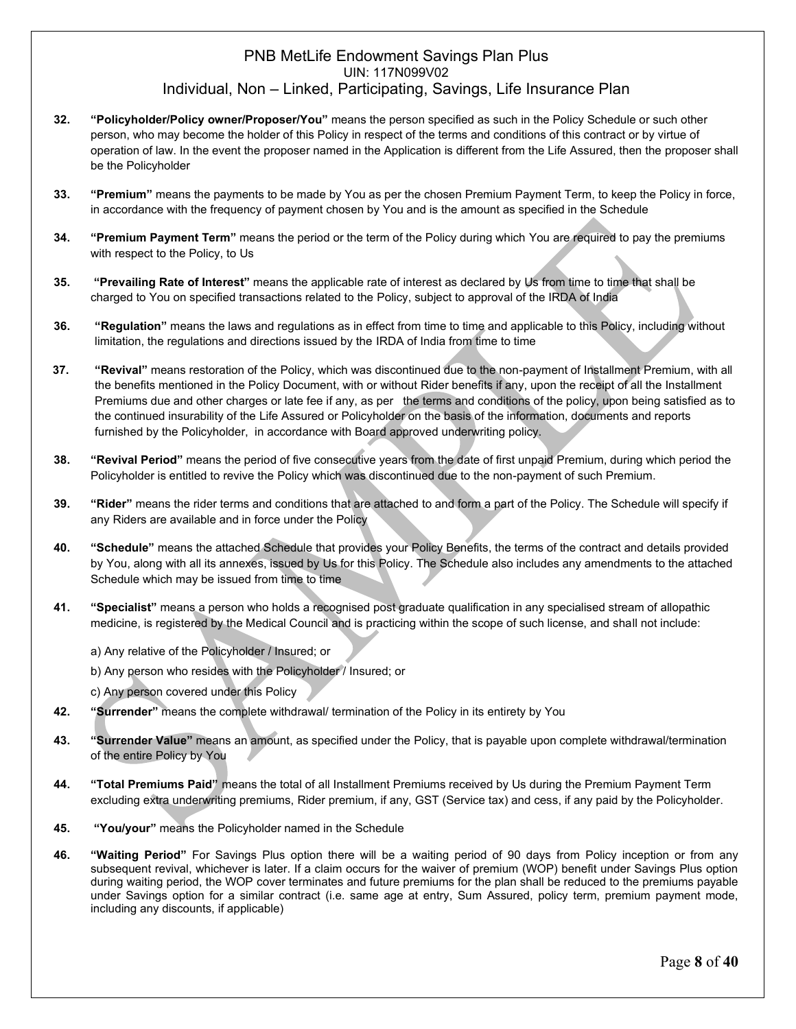32. **"Policyholder/Policy owner/Proposer/You"** means the person specified as such in the Policy Schedule or such other person, who may become the holder of this Policy in respect of the terms and conditions of this contract or by virtue of operation of law. In the event the proposer named in the Application is different from the Life Assured, then the proposer shall be the Policyholder

33. **"Premium"** means the payments to be made by You as per the chosen Premium Payment Term, to keep the Policy in force, in accordance with the frequency of payment chosen by You and is the amount as specified in the Schedule

34. **"Premium Payment Term"** means the period or the term of the Policy during which You are required to pay the premiums with respect to the Policy, to Us

35. **"Prevailing Rate of Interest"** means the applicable rate of interest as declared by Us from time to time that shall be charged to You on specified transactions related to the Policy, subject to approval of the IRDA of India

36. **"Regulation"** means the laws and regulations as in effect from time to time and applicable to this Policy, including without limitation, the regulations and directions issued by the IRDA of India from time to time

37. **"Revival"** means restoration of the Policy, which was discontinued due to the non-payment of Installment Premium, with all the benefits mentioned in the Policy Document, with or without Rider benefits if any, upon the receipt of all the Installment Premiums due and other charges or late fee if any, as per the terms and conditions of the policy, upon being satisfied as to the continued insurability of the Life Assured or Policyholder on the basis of the information, documents and reports furnished by the Policyholder, in accordance with Board approved underwriting policy.

38. **"Revival Period"** means the period of five consecutive years from the date of first unpaid Premium, during which period the Policyholder is entitled to revive the Policy which was discontinued due to the non-payment of such Premium.

39. **"Rider"** means the rider terms and conditions that are attached to and form a part of the Policy. The Schedule will specify if any Riders are available and in force under the Policy

40. **"Schedule"** means the attached Schedule that provides your Policy Benefits, the terms of the contract and details provided by You, along with all its annexes, issued by Us for this Policy. The Schedule also includes any amendments to the attached Schedule which may be issued from time to time

41. **"Specialist"** means a person who holds a recognised post graduate qualification in any specialised stream of allopathic medicine, is registered by the Medical Council and is practicing within the scope of such license, and shall not include:

    a) Any relative of the Policyholder / Insured; or

    b) Any person who resides with the Policyholder / Insured; or

    c) Any person covered under this Policy

42. **"Surrender"** means the complete withdrawal/ termination of the Policy in its entirety by You

43. **"Surrender Value"** means an amount, as specified under the Policy, that is payable upon complete withdrawal/termination of the entire Policy by You

44. **"Total Premiums Paid"** means the total of all Installment Premiums received by Us during the Premium Payment Term excluding extra underwriting premiums, Rider premium, if any, GST (Service tax) and cess, if any paid by the Policyholder.

45. **"You/your"** means the Policyholder named in the Schedule

46. **"Waiting Period"** For Savings Plus option there will be a waiting period of 90 days from Policy inception or from any subsequent revival, whichever is later. If a claim occurs for the waiver of premium (WOP) benefit under Savings Plus option during waiting period, the WOP cover terminates and future premiums for the plan shall be reduced to the premiums payable under Savings option for a similar contract (i.e. same age at entry, Sum Assured, policy term, premium payment mode, including any discounts, if applicable)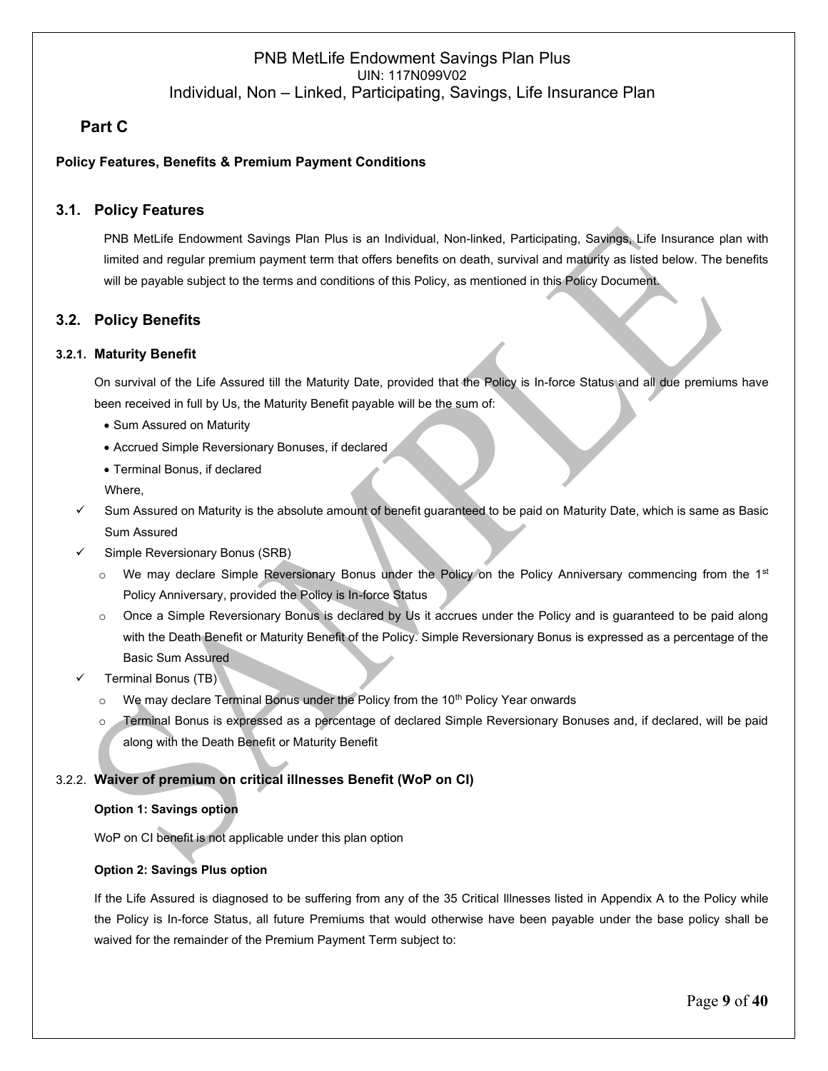## Part C

**Policy Features, Benefits & Premium Payment Conditions**

### 3.1. Policy Features

PNB MetLife Endowment Savings Plan Plus is an Individual, Non-linked, Participating, Savings, Life Insurance plan with limited and regular premium payment term that offers benefits on death, survival and maturity as listed below. The benefits will be payable subject to the terms and conditions of this Policy, as mentioned in this Policy Document.

### 3.2. Policy Benefits

#### 3.2.1. Maturity Benefit

On survival of the Life Assured till the Maturity Date, provided that the Policy is In-force Status and all due premiums have been received in full by Us, the Maturity Benefit payable will be the sum of:

- Sum Assured on Maturity
- Accrued Simple Reversionary Bonuses, if declared
- Terminal Bonus, if declared

Where,

- ✓ Sum Assured on Maturity is the absolute amount of benefit guaranteed to be paid on Maturity Date, which is same as Basic Sum Assured
- ✓ Simple Reversionary Bonus (SRB)
  - We may declare Simple Reversionary Bonus under the Policy on the Policy Anniversary commencing from the 1st Policy Anniversary, provided the Policy is In-force Status
  - Once a Simple Reversionary Bonus is declared by Us it accrues under the Policy and is guaranteed to be paid along with the Death Benefit or Maturity Benefit of the Policy. Simple Reversionary Bonus is expressed as a percentage of the Basic Sum Assured
- ✓ Terminal Bonus (TB)
  - We may declare Terminal Bonus under the Policy from the 10th Policy Year onwards
  - Terminal Bonus is expressed as a percentage of declared Simple Reversionary Bonuses and, if declared, will be paid along with the Death Benefit or Maturity Benefit

#### 3.2.2. Waiver of premium on critical illnesses Benefit (WoP on CI)

**Option 1: Savings option**

WoP on CI benefit is not applicable under this plan option

**Option 2: Savings Plus option**

If the Life Assured is diagnosed to be suffering from any of the 35 Critical Illnesses listed in Appendix A to the Policy while the Policy is In-force Status, all future Premiums that would otherwise have been payable under the base policy shall be waived for the remainder of the Premium Payment Term subject to: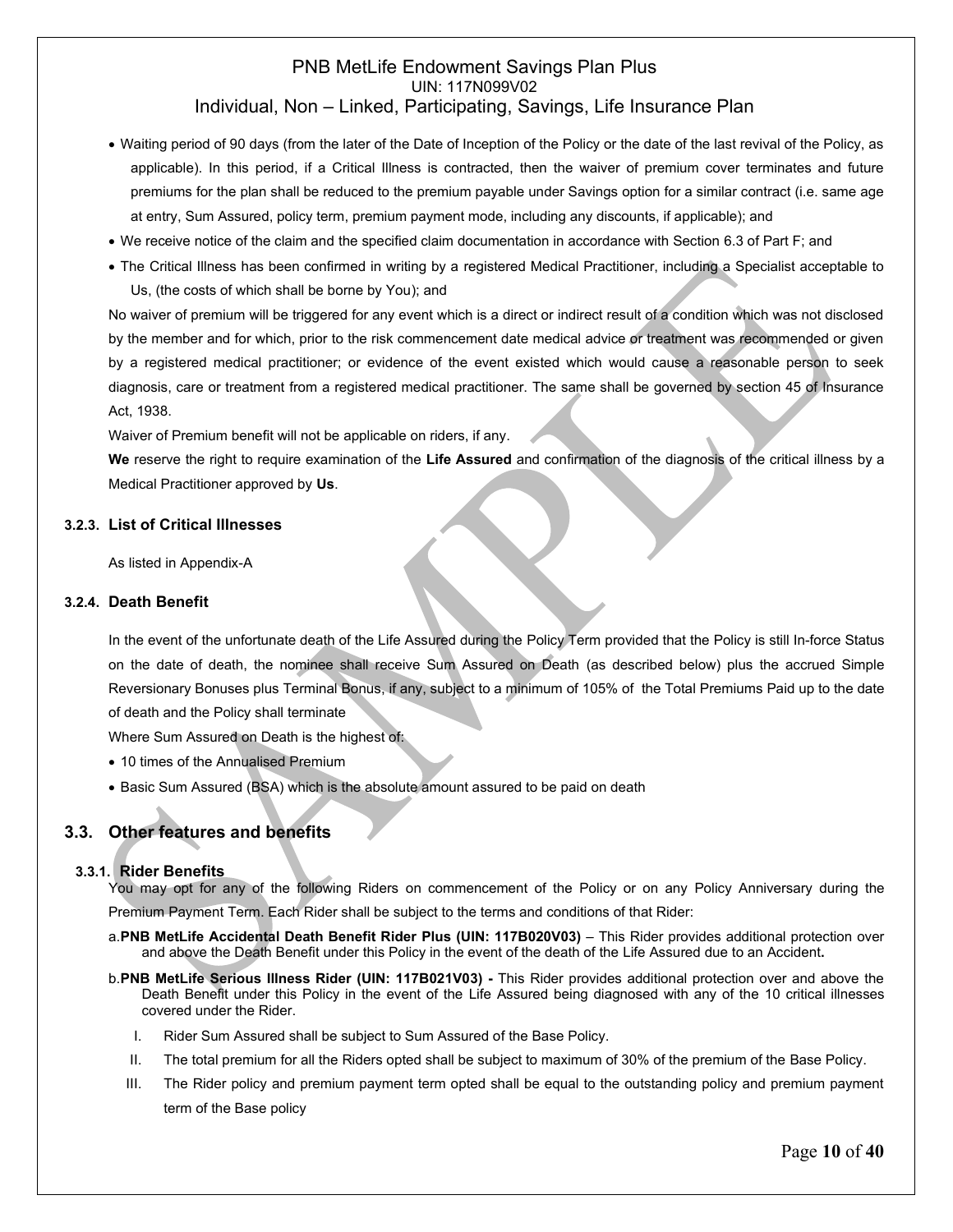- Waiting period of 90 days (from the later of the Date of Inception of the Policy or the date of the last revival of the Policy, as applicable). In this period, if a Critical Illness is contracted, then the waiver of premium cover terminates and future premiums for the plan shall be reduced to the premium payable under Savings option for a similar contract (i.e. same age at entry, Sum Assured, policy term, premium payment mode, including any discounts, if applicable); and
- We receive notice of the claim and the specified claim documentation in accordance with Section 6.3 of Part F; and
- The Critical Illness has been confirmed in writing by a registered Medical Practitioner, including a Specialist acceptable to Us, (the costs of which shall be borne by You); and

No waiver of premium will be triggered for any event which is a direct or indirect result of a condition which was not disclosed by the member and for which, prior to the risk commencement date medical advice or treatment was recommended or given by a registered medical practitioner; or evidence of the event existed which would cause a reasonable person to seek diagnosis, care or treatment from a registered medical practitioner. The same shall be governed by section 45 of Insurance Act, 1938.

Waiver of Premium benefit will not be applicable on riders, if any.

**We** reserve the right to require examination of the **Life Assured** and confirmation of the diagnosis of the critical illness by a Medical Practitioner approved by **Us**.

#### 3.2.3. List of Critical Illnesses

As listed in Appendix-A

#### 3.2.4. Death Benefit

In the event of the unfortunate death of the Life Assured during the Policy Term provided that the Policy is still In-force Status on the date of death, the nominee shall receive Sum Assured on Death (as described below) plus the accrued Simple Reversionary Bonuses plus Terminal Bonus, if any, subject to a minimum of 105% of the Total Premiums Paid up to the date of death and the Policy shall terminate

Where Sum Assured on Death is the highest of:

- 10 times of the Annualised Premium
- Basic Sum Assured (BSA) which is the absolute amount assured to be paid on death

### 3.3. Other features and benefits

#### 3.3.1. Rider Benefits

You may opt for any of the following Riders on commencement of the Policy or on any Policy Anniversary during the Premium Payment Term. Each Rider shall be subject to the terms and conditions of that Rider:

a. **PNB MetLife Accidental Death Benefit Rider Plus (UIN: 117B020V03)** – This Rider provides additional protection over and above the Death Benefit under this Policy in the event of the death of the Life Assured due to an Accident**.**

b. **PNB MetLife Serious Illness Rider (UIN: 117B021V03) -** This Rider provides additional protection over and above the Death Benefit under this Policy in the event of the Life Assured being diagnosed with any of the 10 critical illnesses covered under the Rider.

I. Rider Sum Assured shall be subject to Sum Assured of the Base Policy.

II. The total premium for all the Riders opted shall be subject to maximum of 30% of the premium of the Base Policy.

III. The Rider policy and premium payment term opted shall be equal to the outstanding policy and premium payment term of the Base policy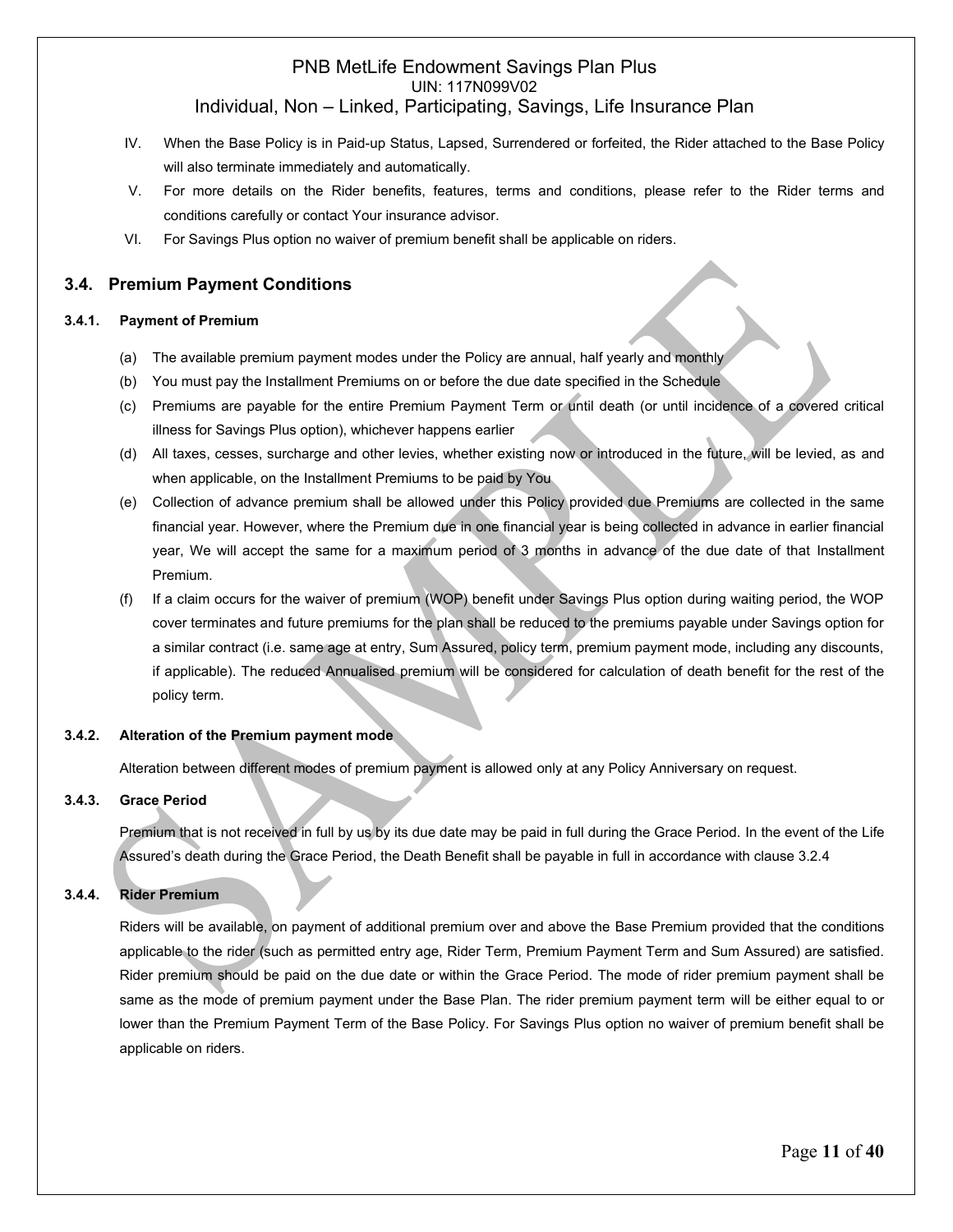IV. When the Base Policy is in Paid-up Status, Lapsed, Surrendered or forfeited, the Rider attached to the Base Policy will also terminate immediately and automatically.

V. For more details on the Rider benefits, features, terms and conditions, please refer to the Rider terms and conditions carefully or contact Your insurance advisor.

VI. For Savings Plus option no waiver of premium benefit shall be applicable on riders.

## 3.4. Premium Payment Conditions

### 3.4.1. Payment of Premium

(a) The available premium payment modes under the Policy are annual, half yearly and monthly

(b) You must pay the Installment Premiums on or before the due date specified in the Schedule

(c) Premiums are payable for the entire Premium Payment Term or until death (or until incidence of a covered critical illness for Savings Plus option), whichever happens earlier

(d) All taxes, cesses, surcharge and other levies, whether existing now or introduced in the future, will be levied, as and when applicable, on the Installment Premiums to be paid by You

(e) Collection of advance premium shall be allowed under this Policy provided due Premiums are collected in the same financial year. However, where the Premium due in one financial year is being collected in advance in earlier financial year, We will accept the same for a maximum period of 3 months in advance of the due date of that Installment Premium.

(f) If a claim occurs for the waiver of premium (WOP) benefit under Savings Plus option during waiting period, the WOP cover terminates and future premiums for the plan shall be reduced to the premiums payable under Savings option for a similar contract (i.e. same age at entry, Sum Assured, policy term, premium payment mode, including any discounts, if applicable). The reduced Annualised premium will be considered for calculation of death benefit for the rest of the policy term.

### 3.4.2. Alteration of the Premium payment mode

Alteration between different modes of premium payment is allowed only at any Policy Anniversary on request.

### 3.4.3. Grace Period

Premium that is not received in full by us by its due date may be paid in full during the Grace Period. In the event of the Life Assured's death during the Grace Period, the Death Benefit shall be payable in full in accordance with clause 3.2.4

### 3.4.4. Rider Premium

Riders will be available, on payment of additional premium over and above the Base Premium provided that the conditions applicable to the rider (such as permitted entry age, Rider Term, Premium Payment Term and Sum Assured) are satisfied. Rider premium should be paid on the due date or within the Grace Period. The mode of rider premium payment shall be same as the mode of premium payment under the Base Plan. The rider premium payment term will be either equal to or lower than the Premium Payment Term of the Base Policy. For Savings Plus option no waiver of premium benefit shall be applicable on riders.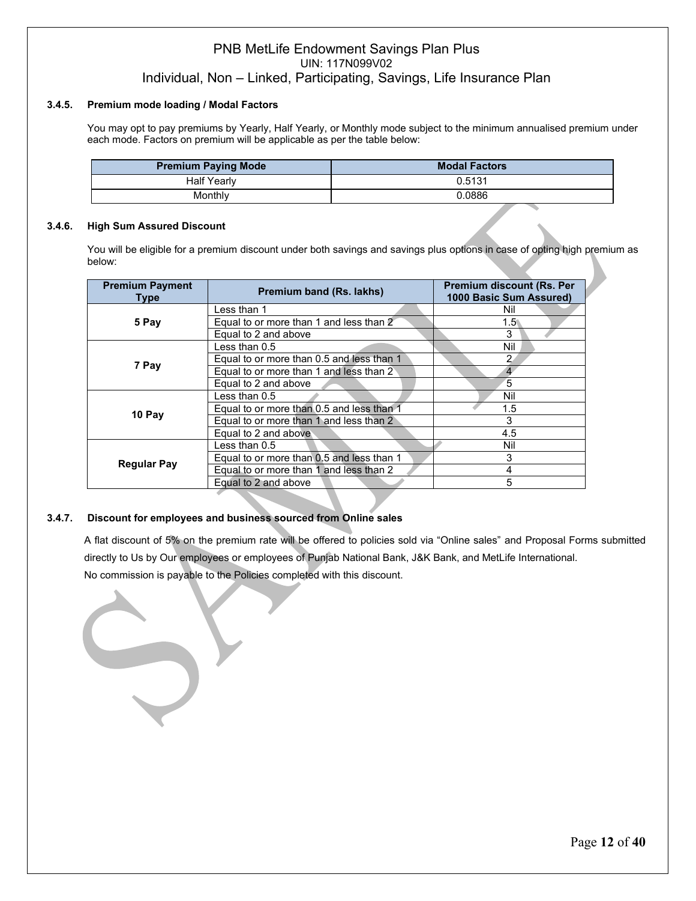### 3.4.5. Premium mode loading / Modal Factors

You may opt to pay premiums by Yearly, Half Yearly, or Monthly mode subject to the minimum annualised premium under each mode. Factors on premium will be applicable as per the table below:

| Premium Paying Mode | Modal Factors |
|---|---|
| Half Yearly | 0.5131 |
| Monthly | 0.0886 |

### 3.4.6. High Sum Assured Discount

You will be eligible for a premium discount under both savings and savings plus options in case of opting high premium as below:

| Premium Payment Type | Premium band (Rs. lakhs) | Premium discount (Rs. Per 1000 Basic Sum Assured) |
|---|---|---|
| 5 Pay | Less than 1 | Nil |
| | Equal to or more than 1 and less than 2 | 1.5 |
| | Equal to 2 and above | 3 |
| 7 Pay | Less than 0.5 | Nil |
| | Equal to or more than 0.5 and less than 1 | 2 |
| | Equal to or more than 1 and less than 2 | 4 |
| | Equal to 2 and above | 5 |
| 10 Pay | Less than 0.5 | Nil |
| | Equal to or more than 0.5 and less than 1 | 1.5 |
| | Equal to or more than 1 and less than 2 | 3 |
| | Equal to 2 and above | 4.5 |
| Regular Pay | Less than 0.5 | Nil |
| | Equal to or more than 0.5 and less than 1 | 3 |
| | Equal to or more than 1 and less than 2 | 4 |
| | Equal to 2 and above | 5 |

### 3.4.7. Discount for employees and business sourced from Online sales

A flat discount of 5% on the premium rate will be offered to policies sold via "Online sales" and Proposal Forms submitted directly to Us by Our employees or employees of Punjab National Bank, J&K Bank, and MetLife International.
No commission is payable to the Policies completed with this discount.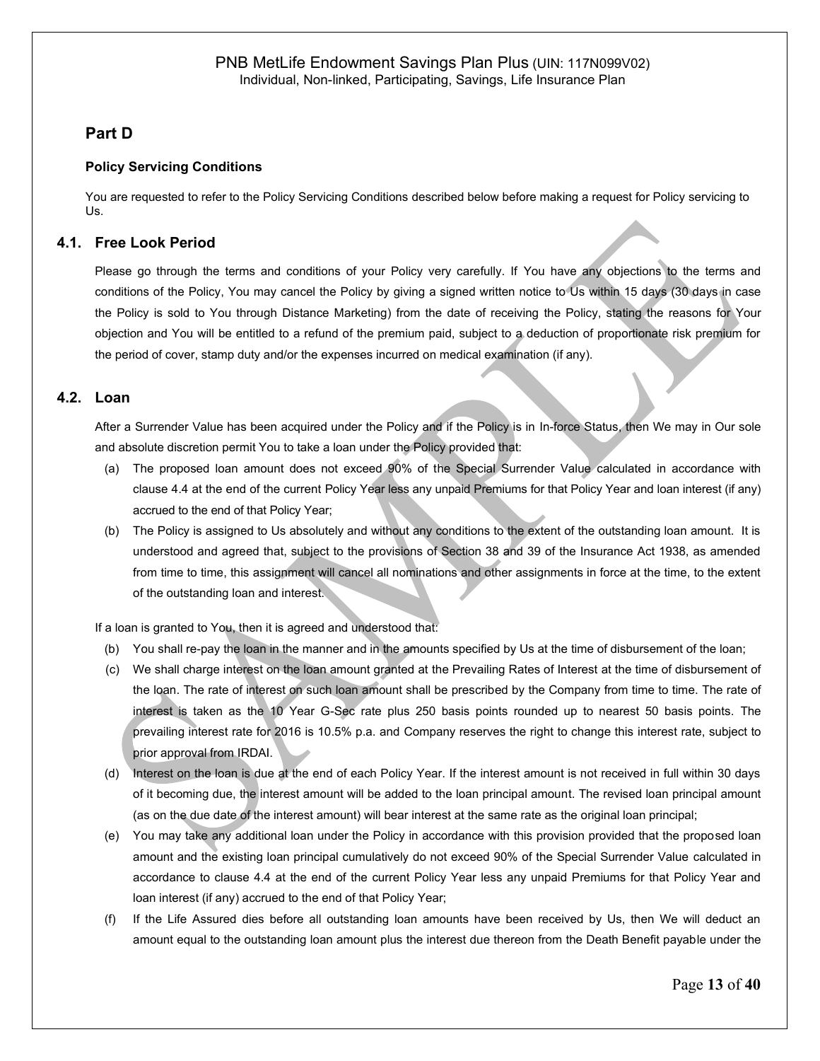## Part D

### Policy Servicing Conditions

You are requested to refer to the Policy Servicing Conditions described below before making a request for Policy servicing to Us.

### 4.1. Free Look Period

Please go through the terms and conditions of your Policy very carefully. If You have any objections to the terms and conditions of the Policy, You may cancel the Policy by giving a signed written notice to Us within 15 days (30 days in case the Policy is sold to You through Distance Marketing) from the date of receiving the Policy, stating the reasons for Your objection and You will be entitled to a refund of the premium paid, subject to a deduction of proportionate risk premium for the period of cover, stamp duty and/or the expenses incurred on medical examination (if any).

### 4.2. Loan

After a Surrender Value has been acquired under the Policy and if the Policy is in In-force Status, then We may in Our sole and absolute discretion permit You to take a loan under the Policy provided that:

(a) The proposed loan amount does not exceed 90% of the Special Surrender Value calculated in accordance with clause 4.4 at the end of the current Policy Year less any unpaid Premiums for that Policy Year and loan interest (if any) accrued to the end of that Policy Year;

(b) The Policy is assigned to Us absolutely and without any conditions to the extent of the outstanding loan amount. It is understood and agreed that, subject to the provisions of Section 38 and 39 of the Insurance Act 1938, as amended from time to time, this assignment will cancel all nominations and other assignments in force at the time, to the extent of the outstanding loan and interest.

If a loan is granted to You, then it is agreed and understood that:

(b) You shall re-pay the loan in the manner and in the amounts specified by Us at the time of disbursement of the loan;

(c) We shall charge interest on the loan amount granted at the Prevailing Rates of Interest at the time of disbursement of the loan. The rate of interest on such loan amount shall be prescribed by the Company from time to time. The rate of interest is taken as the 10 Year G-Sec rate plus 250 basis points rounded up to nearest 50 basis points. The prevailing interest rate for 2016 is 10.5% p.a. and Company reserves the right to change this interest rate, subject to prior approval from IRDAI.

(d) Interest on the loan is due at the end of each Policy Year. If the interest amount is not received in full within 30 days of it becoming due, the interest amount will be added to the loan principal amount. The revised loan principal amount (as on the due date of the interest amount) will bear interest at the same rate as the original loan principal;

(e) You may take any additional loan under the Policy in accordance with this provision provided that the proposed loan amount and the existing loan principal cumulatively do not exceed 90% of the Special Surrender Value calculated in accordance to clause 4.4 at the end of the current Policy Year less any unpaid Premiums for that Policy Year and loan interest (if any) accrued to the end of that Policy Year;

(f) If the Life Assured dies before all outstanding loan amounts have been received by Us, then We will deduct an amount equal to the outstanding loan amount plus the interest due thereon from the Death Benefit payable under the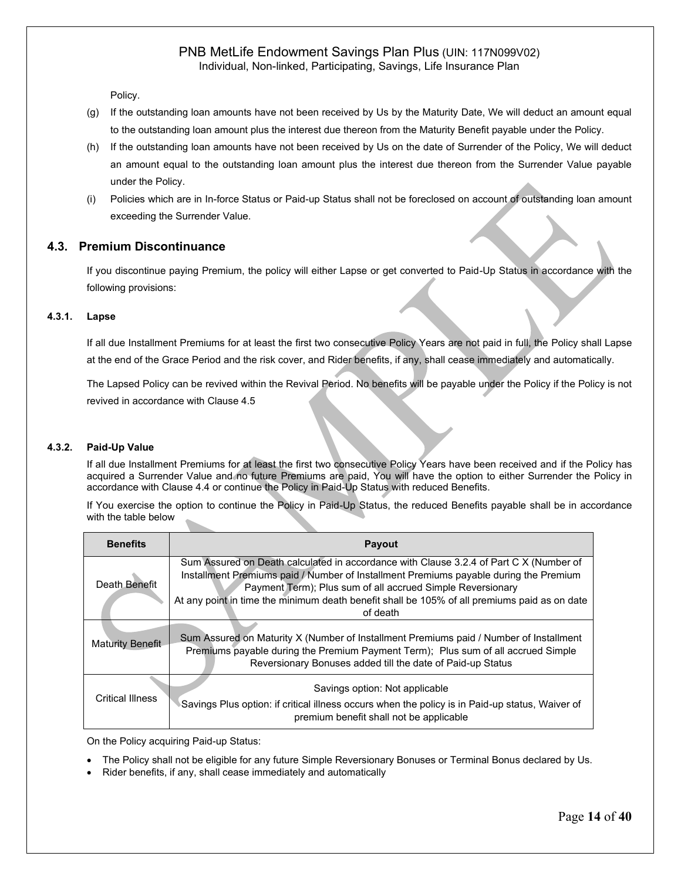Policy.

(g) If the outstanding loan amounts have not been received by Us by the Maturity Date, We will deduct an amount equal to the outstanding loan amount plus the interest due thereon from the Maturity Benefit payable under the Policy.

(h) If the outstanding loan amounts have not been received by Us on the date of Surrender of the Policy, We will deduct an amount equal to the outstanding loan amount plus the interest due thereon from the Surrender Value payable under the Policy.

(i) Policies which are in In-force Status or Paid-up Status shall not be foreclosed on account of outstanding loan amount exceeding the Surrender Value.

## 4.3. Premium Discontinuance

If you discontinue paying Premium, the policy will either Lapse or get converted to Paid-Up Status in accordance with the following provisions:

### 4.3.1. Lapse

If all due Installment Premiums for at least the first two consecutive Policy Years are not paid in full, the Policy shall Lapse at the end of the Grace Period and the risk cover, and Rider benefits, if any, shall cease immediately and automatically.

The Lapsed Policy can be revived within the Revival Period. No benefits will be payable under the Policy if the Policy is not revived in accordance with Clause 4.5

### 4.3.2. Paid-Up Value

If all due Installment Premiums for at least the first two consecutive Policy Years have been received and if the Policy has acquired a Surrender Value and no future Premiums are paid, You will have the option to either Surrender the Policy in accordance with Clause 4.4 or continue the Policy in Paid-Up Status with reduced Benefits.

If You exercise the option to continue the Policy in Paid-Up Status, the reduced Benefits payable shall be in accordance with the table below

| Benefits | Payout |
|---|---|
| Death Benefit | Sum Assured on Death calculated in accordance with Clause 3.2.4 of Part C X (Number of Installment Premiums paid / Number of Installment Premiums payable during the Premium Payment Term); Plus sum of all accrued Simple Reversionary<br>At any point in time the minimum death benefit shall be 105% of all premiums paid as on date of death |
| Maturity Benefit | Sum Assured on Maturity X (Number of Installment Premiums paid / Number of Installment Premiums payable during the Premium Payment Term); Plus sum of all accrued Simple Reversionary Bonuses added till the date of Paid-up Status |
| Critical Illness | Savings option: Not applicable<br>Savings Plus option: if critical illness occurs when the policy is in Paid-up status, Waiver of premium benefit shall not be applicable |

On the Policy acquiring Paid-up Status:

- The Policy shall not be eligible for any future Simple Reversionary Bonuses or Terminal Bonus declared by Us.
- Rider benefits, if any, shall cease immediately and automatically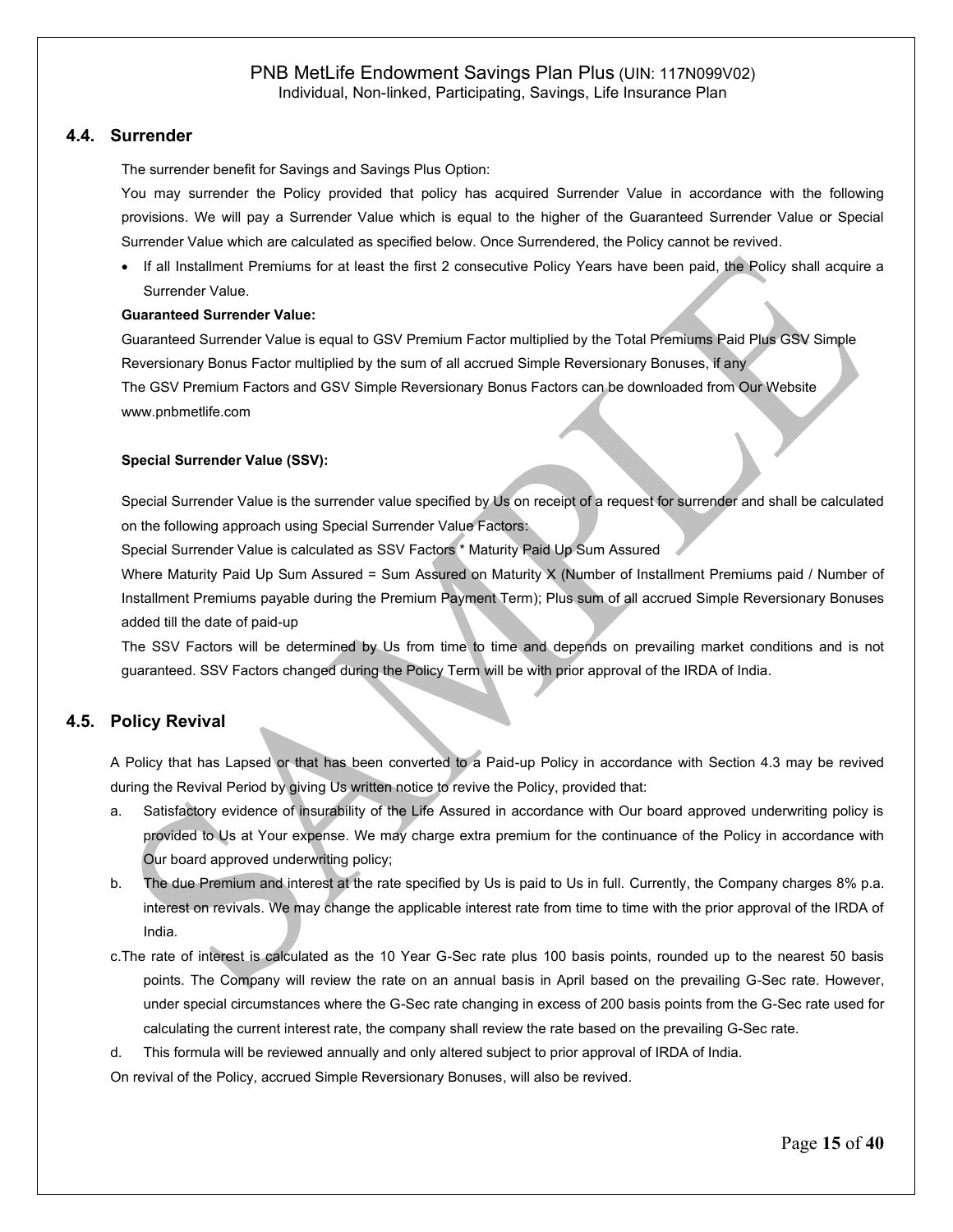## 4.4. Surrender

The surrender benefit for Savings and Savings Plus Option:

You may surrender the Policy provided that policy has acquired Surrender Value in accordance with the following provisions. We will pay a Surrender Value which is equal to the higher of the Guaranteed Surrender Value or Special Surrender Value which are calculated as specified below. Once Surrendered, the Policy cannot be revived.

- If all Installment Premiums for at least the first 2 consecutive Policy Years have been paid, the Policy shall acquire a Surrender Value.

**Guaranteed Surrender Value:**

Guaranteed Surrender Value is equal to GSV Premium Factor multiplied by the Total Premiums Paid Plus GSV Simple Reversionary Bonus Factor multiplied by the sum of all accrued Simple Reversionary Bonuses, if any

The GSV Premium Factors and GSV Simple Reversionary Bonus Factors can be downloaded from Our Website www.pnbmetlife.com

**Special Surrender Value (SSV):**

Special Surrender Value is the surrender value specified by Us on receipt of a request for surrender and shall be calculated on the following approach using Special Surrender Value Factors:

Special Surrender Value is calculated as SSV Factors * Maturity Paid Up Sum Assured

Where Maturity Paid Up Sum Assured = Sum Assured on Maturity X (Number of Installment Premiums paid / Number of Installment Premiums payable during the Premium Payment Term); Plus sum of all accrued Simple Reversionary Bonuses added till the date of paid-up

The SSV Factors will be determined by Us from time to time and depends on prevailing market conditions and is not guaranteed. SSV Factors changed during the Policy Term will be with prior approval of the IRDA of India.

## 4.5. Policy Revival

A Policy that has Lapsed or that has been converted to a Paid-up Policy in accordance with Section 4.3 may be revived during the Revival Period by giving Us written notice to revive the Policy, provided that:

a. Satisfactory evidence of insurability of the Life Assured in accordance with Our board approved underwriting policy is provided to Us at Your expense. We may charge extra premium for the continuance of the Policy in accordance with Our board approved underwriting policy;

b. The due Premium and interest at the rate specified by Us is paid to Us in full. Currently, the Company charges 8% p.a. interest on revivals. We may change the applicable interest rate from time to time with the prior approval of the IRDA of India.

c. The rate of interest is calculated as the 10 Year G-Sec rate plus 100 basis points, rounded up to the nearest 50 basis points. The Company will review the rate on an annual basis in April based on the prevailing G-Sec rate. However, under special circumstances where the G-Sec rate changing in excess of 200 basis points from the G-Sec rate used for calculating the current interest rate, the company shall review the rate based on the prevailing G-Sec rate.

d. This formula will be reviewed annually and only altered subject to prior approval of IRDA of India.

On revival of the Policy, accrued Simple Reversionary Bonuses, will also be revived.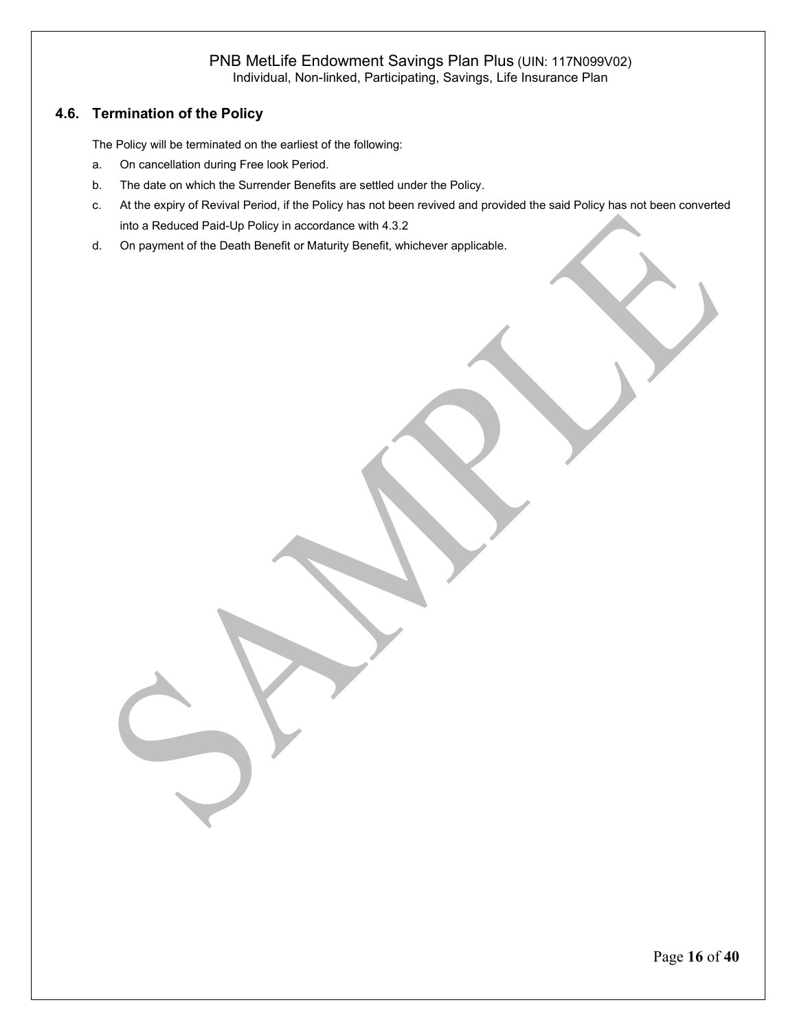## 4.6. Termination of the Policy

The Policy will be terminated on the earliest of the following:

a. On cancellation during Free look Period.

b. The date on which the Surrender Benefits are settled under the Policy.

c. At the expiry of Revival Period, if the Policy has not been revived and provided the said Policy has not been converted into a Reduced Paid-Up Policy in accordance with 4.3.2

d. On payment of the Death Benefit or Maturity Benefit, whichever applicable.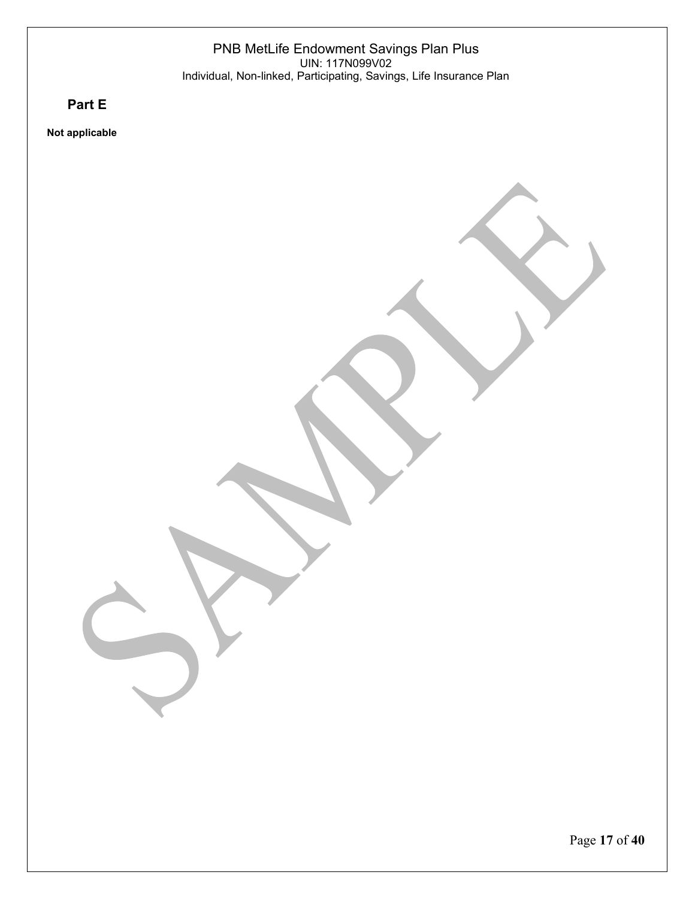## Part E

**Not applicable**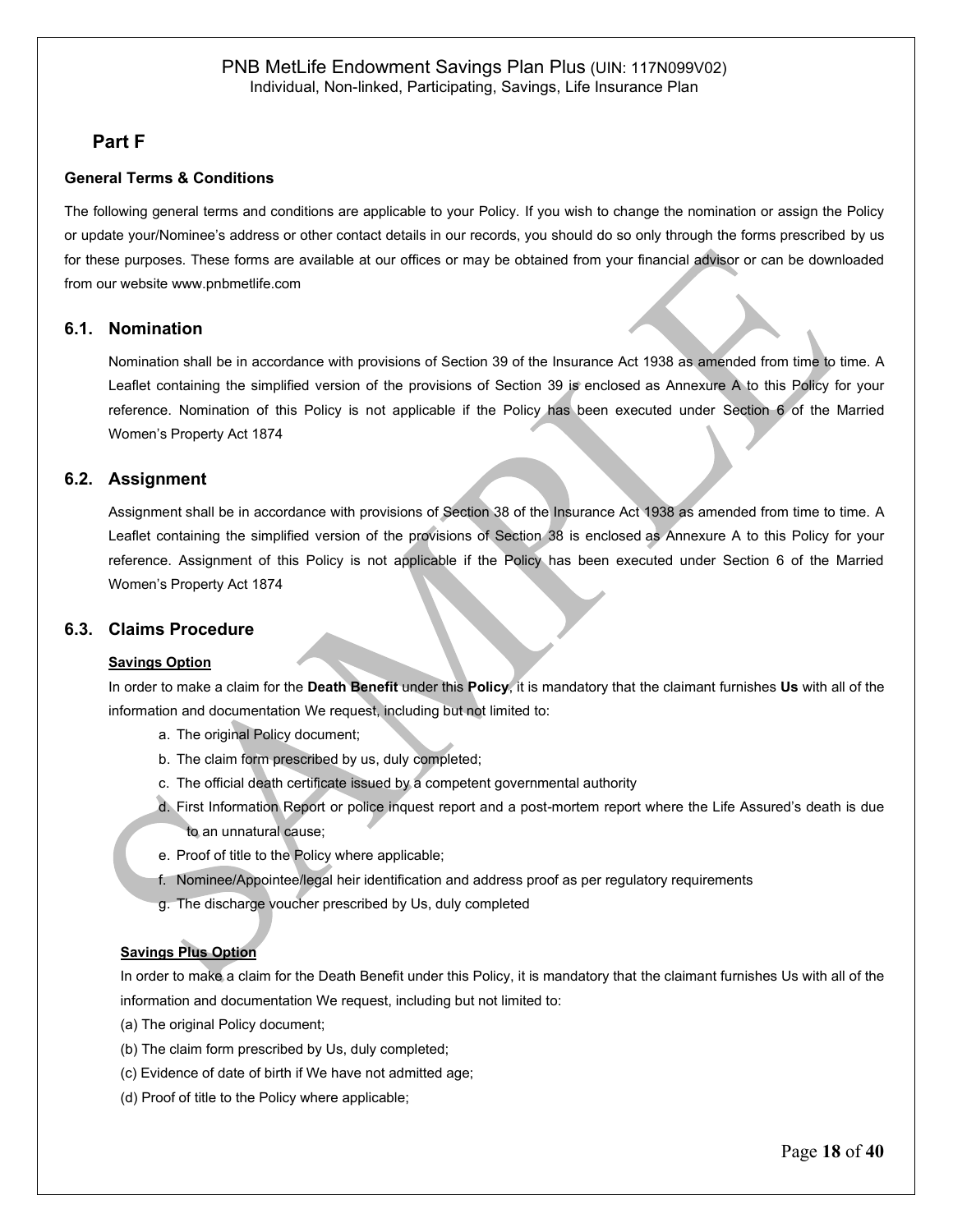## Part F

### General Terms & Conditions

The following general terms and conditions are applicable to your Policy. If you wish to change the nomination or assign the Policy or update your/Nominee's address or other contact details in our records, you should do so only through the forms prescribed by us for these purposes. These forms are available at our offices or may be obtained from your financial advisor or can be downloaded from our website www.pnbmetlife.com

### 6.1. Nomination

Nomination shall be in accordance with provisions of Section 39 of the Insurance Act 1938 as amended from time to time. A Leaflet containing the simplified version of the provisions of Section 39 is enclosed as Annexure A to this Policy for your reference. Nomination of this Policy is not applicable if the Policy has been executed under Section 6 of the Married Women's Property Act 1874

### 6.2. Assignment

Assignment shall be in accordance with provisions of Section 38 of the Insurance Act 1938 as amended from time to time. A Leaflet containing the simplified version of the provisions of Section 38 is enclosed as Annexure A to this Policy for your reference. Assignment of this Policy is not applicable if the Policy has been executed under Section 6 of the Married Women's Property Act 1874

### 6.3. Claims Procedure

**Savings Option**

In order to make a claim for the **Death Benefit** under this **Policy**, it is mandatory that the claimant furnishes **Us** with all of the information and documentation We request, including but not limited to:

a. The original Policy document;
b. The claim form prescribed by us, duly completed;
c. The official death certificate issued by a competent governmental authority
d. First Information Report or police inquest report and a post-mortem report where the Life Assured's death is due to an unnatural cause;
e. Proof of title to the Policy where applicable;
f. Nominee/Appointee/legal heir identification and address proof as per regulatory requirements
g. The discharge voucher prescribed by Us, duly completed

**Savings Plus Option**

In order to make a claim for the Death Benefit under this Policy, it is mandatory that the claimant furnishes Us with all of the information and documentation We request, including but not limited to:

(a) The original Policy document;
(b) The claim form prescribed by Us, duly completed;
(c) Evidence of date of birth if We have not admitted age;
(d) Proof of title to the Policy where applicable;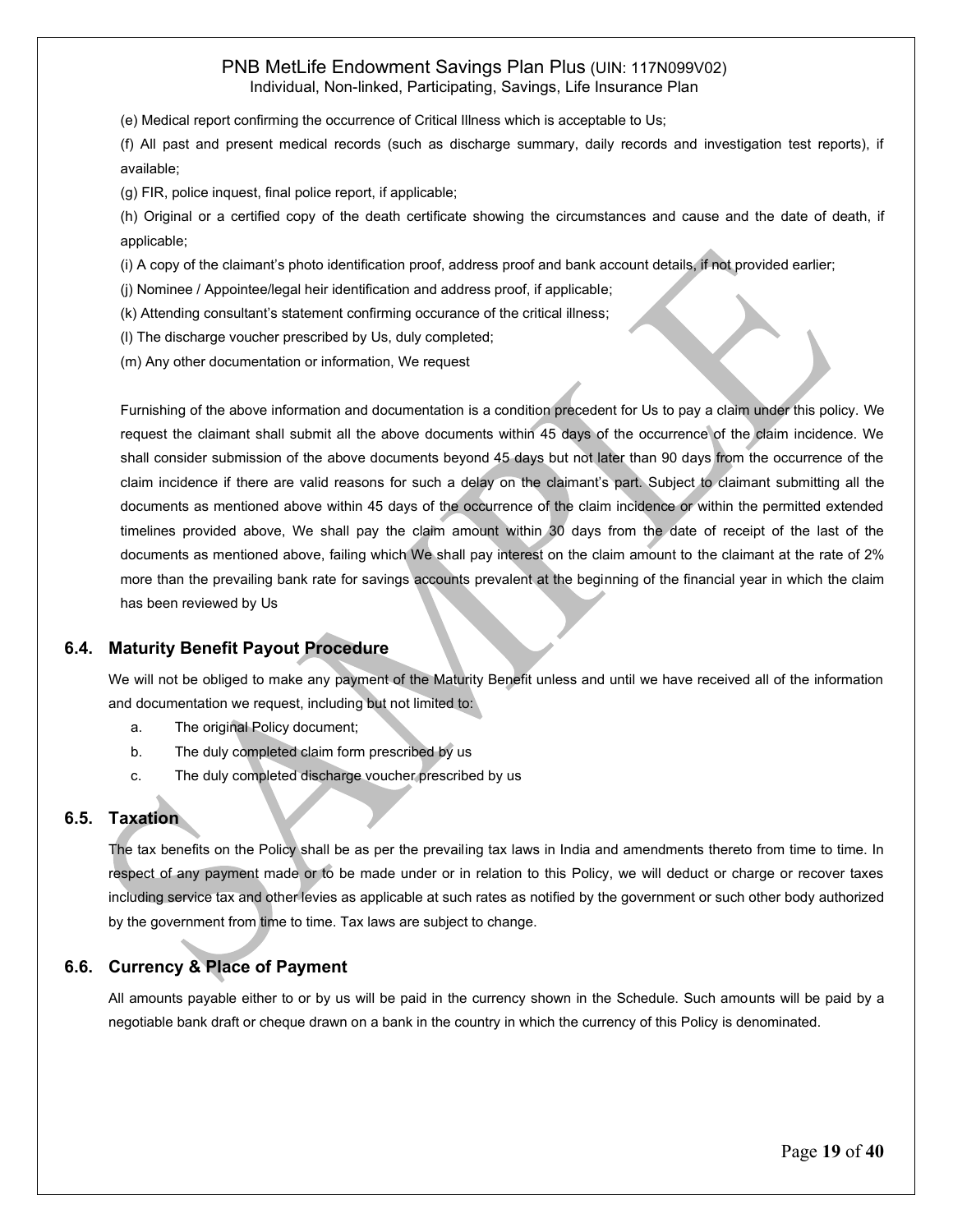(e) Medical report confirming the occurrence of Critical Illness which is acceptable to Us;

(f) All past and present medical records (such as discharge summary, daily records and investigation test reports), if available;

(g) FIR, police inquest, final police report, if applicable;

(h) Original or a certified copy of the death certificate showing the circumstances and cause and the date of death, if applicable;

(i) A copy of the claimant's photo identification proof, address proof and bank account details, if not provided earlier;

(j) Nominee / Appointee/legal heir identification and address proof, if applicable;

(k) Attending consultant's statement confirming occurance of the critical illness;

(l) The discharge voucher prescribed by Us, duly completed;

(m) Any other documentation or information, We request

Furnishing of the above information and documentation is a condition precedent for Us to pay a claim under this policy. We request the claimant shall submit all the above documents within 45 days of the occurrence of the claim incidence. We shall consider submission of the above documents beyond 45 days but not later than 90 days from the occurrence of the claim incidence if there are valid reasons for such a delay on the claimant's part. Subject to claimant submitting all the documents as mentioned above within 45 days of the occurrence of the claim incidence or within the permitted extended timelines provided above, We shall pay the claim amount within 30 days from the date of receipt of the last of the documents as mentioned above, failing which We shall pay interest on the claim amount to the claimant at the rate of 2% more than the prevailing bank rate for savings accounts prevalent at the beginning of the financial year in which the claim has been reviewed by Us

## 6.4. Maturity Benefit Payout Procedure

We will not be obliged to make any payment of the Maturity Benefit unless and until we have received all of the information and documentation we request, including but not limited to:

a. The original Policy document;
b. The duly completed claim form prescribed by us
c. The duly completed discharge voucher prescribed by us

## 6.5. Taxation

The tax benefits on the Policy shall be as per the prevailing tax laws in India and amendments thereto from time to time. In respect of any payment made or to be made under or in relation to this Policy, we will deduct or charge or recover taxes including service tax and other levies as applicable at such rates as notified by the government or such other body authorized by the government from time to time. Tax laws are subject to change.

## 6.6. Currency & Place of Payment

All amounts payable either to or by us will be paid in the currency shown in the Schedule. Such amounts will be paid by a negotiable bank draft or cheque drawn on a bank in the country in which the currency of this Policy is denominated.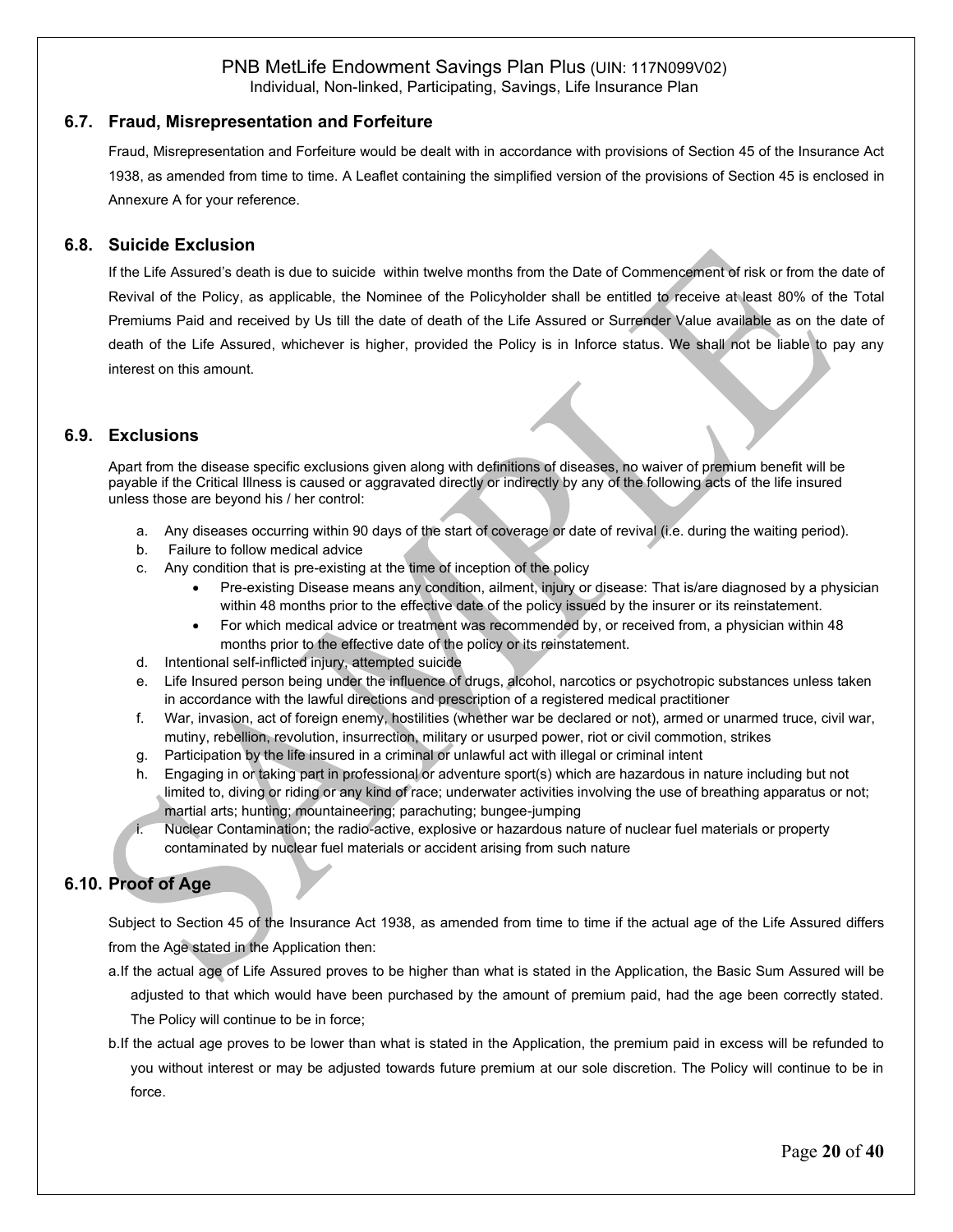## 6.7. Fraud, Misrepresentation and Forfeiture

Fraud, Misrepresentation and Forfeiture would be dealt with in accordance with provisions of Section 45 of the Insurance Act 1938, as amended from time to time. A Leaflet containing the simplified version of the provisions of Section 45 is enclosed in Annexure A for your reference.

## 6.8. Suicide Exclusion

If the Life Assured's death is due to suicide within twelve months from the Date of Commencement of risk or from the date of Revival of the Policy, as applicable, the Nominee of the Policyholder shall be entitled to receive at least 80% of the Total Premiums Paid and received by Us till the date of death of the Life Assured or Surrender Value available as on the date of death of the Life Assured, whichever is higher, provided the Policy is in Inforce status. We shall not be liable to pay any interest on this amount.

## 6.9. Exclusions

Apart from the disease specific exclusions given along with definitions of diseases, no waiver of premium benefit will be payable if the Critical Illness is caused or aggravated directly or indirectly by any of the following acts of the life insured unless those are beyond his / her control:

a. Any diseases occurring within 90 days of the start of coverage or date of revival (i.e. during the waiting period).
b. Failure to follow medical advice
c. Any condition that is pre-existing at the time of inception of the policy
    - Pre-existing Disease means any condition, ailment, injury or disease: That is/are diagnosed by a physician within 48 months prior to the effective date of the policy issued by the insurer or its reinstatement.
    - For which medical advice or treatment was recommended by, or received from, a physician within 48 months prior to the effective date of the policy or its reinstatement.
d. Intentional self-inflicted injury, attempted suicide
e. Life Insured person being under the influence of drugs, alcohol, narcotics or psychotropic substances unless taken in accordance with the lawful directions and prescription of a registered medical practitioner
f. War, invasion, act of foreign enemy, hostilities (whether war be declared or not), armed or unarmed truce, civil war, mutiny, rebellion, revolution, insurrection, military or usurped power, riot or civil commotion, strikes
g. Participation by the life insured in a criminal or unlawful act with illegal or criminal intent
h. Engaging in or taking part in professional or adventure sport(s) which are hazardous in nature including but not limited to, diving or riding or any kind of race; underwater activities involving the use of breathing apparatus or not; martial arts; hunting; mountaineering; parachuting; bungee-jumping
i. Nuclear Contamination; the radio-active, explosive or hazardous nature of nuclear fuel materials or property contaminated by nuclear fuel materials or accident arising from such nature

## 6.10. Proof of Age

Subject to Section 45 of the Insurance Act 1938, as amended from time to time if the actual age of the Life Assured differs from the Age stated in the Application then:

a. If the actual age of Life Assured proves to be higher than what is stated in the Application, the Basic Sum Assured will be adjusted to that which would have been purchased by the amount of premium paid, had the age been correctly stated. The Policy will continue to be in force;

b. If the actual age proves to be lower than what is stated in the Application, the premium paid in excess will be refunded to you without interest or may be adjusted towards future premium at our sole discretion. The Policy will continue to be in force.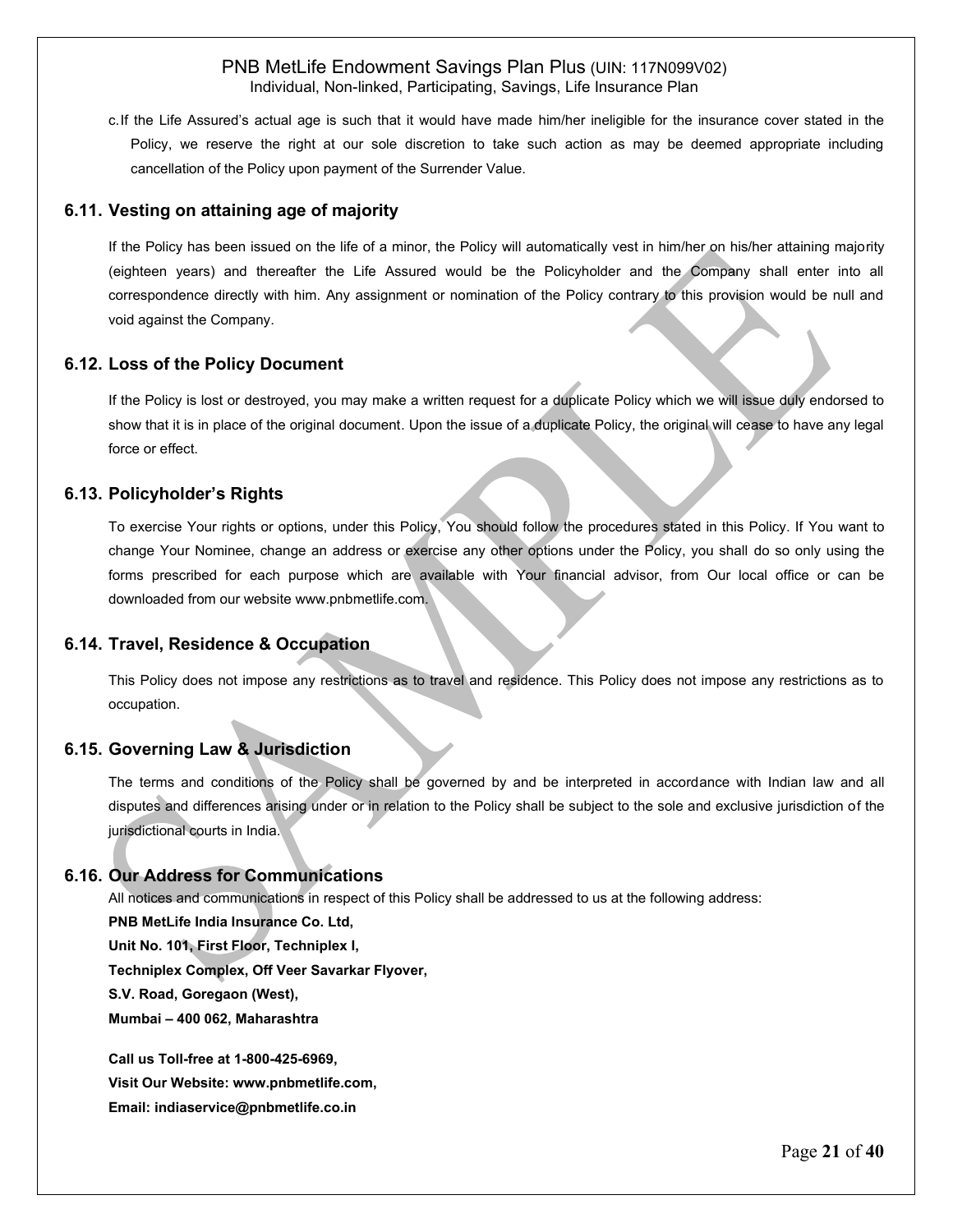c. If the Life Assured's actual age is such that it would have made him/her ineligible for the insurance cover stated in the Policy, we reserve the right at our sole discretion to take such action as may be deemed appropriate including cancellation of the Policy upon payment of the Surrender Value.

## 6.11. Vesting on attaining age of majority

If the Policy has been issued on the life of a minor, the Policy will automatically vest in him/her on his/her attaining majority (eighteen years) and thereafter the Life Assured would be the Policyholder and the Company shall enter into all correspondence directly with him. Any assignment or nomination of the Policy contrary to this provision would be null and void against the Company.

## 6.12. Loss of the Policy Document

If the Policy is lost or destroyed, you may make a written request for a duplicate Policy which we will issue duly endorsed to show that it is in place of the original document. Upon the issue of a duplicate Policy, the original will cease to have any legal force or effect.

## 6.13. Policyholder's Rights

To exercise Your rights or options, under this Policy, You should follow the procedures stated in this Policy. If You want to change Your Nominee, change an address or exercise any other options under the Policy, you shall do so only using the forms prescribed for each purpose which are available with Your financial advisor, from Our local office or can be downloaded from our website www.pnbmetlife.com.

## 6.14. Travel, Residence & Occupation

This Policy does not impose any restrictions as to travel and residence. This Policy does not impose any restrictions as to occupation.

## 6.15. Governing Law & Jurisdiction

The terms and conditions of the Policy shall be governed by and be interpreted in accordance with Indian law and all disputes and differences arising under or in relation to the Policy shall be subject to the sole and exclusive jurisdiction of the jurisdictional courts in India.

## 6.16. Our Address for Communications

All notices and communications in respect of this Policy shall be addressed to us at the following address:

**PNB MetLife India Insurance Co. Ltd,**
**Unit No. 101, First Floor, Techniplex I,**
**Techniplex Complex, Off Veer Savarkar Flyover,**
**S.V. Road, Goregaon (West),**
**Mumbai – 400 062, Maharashtra**

**Call us Toll-free at 1-800-425-6969,**
**Visit Our Website: www.pnbmetlife.com,**
**Email: indiaservice@pnbmetlife.co.in**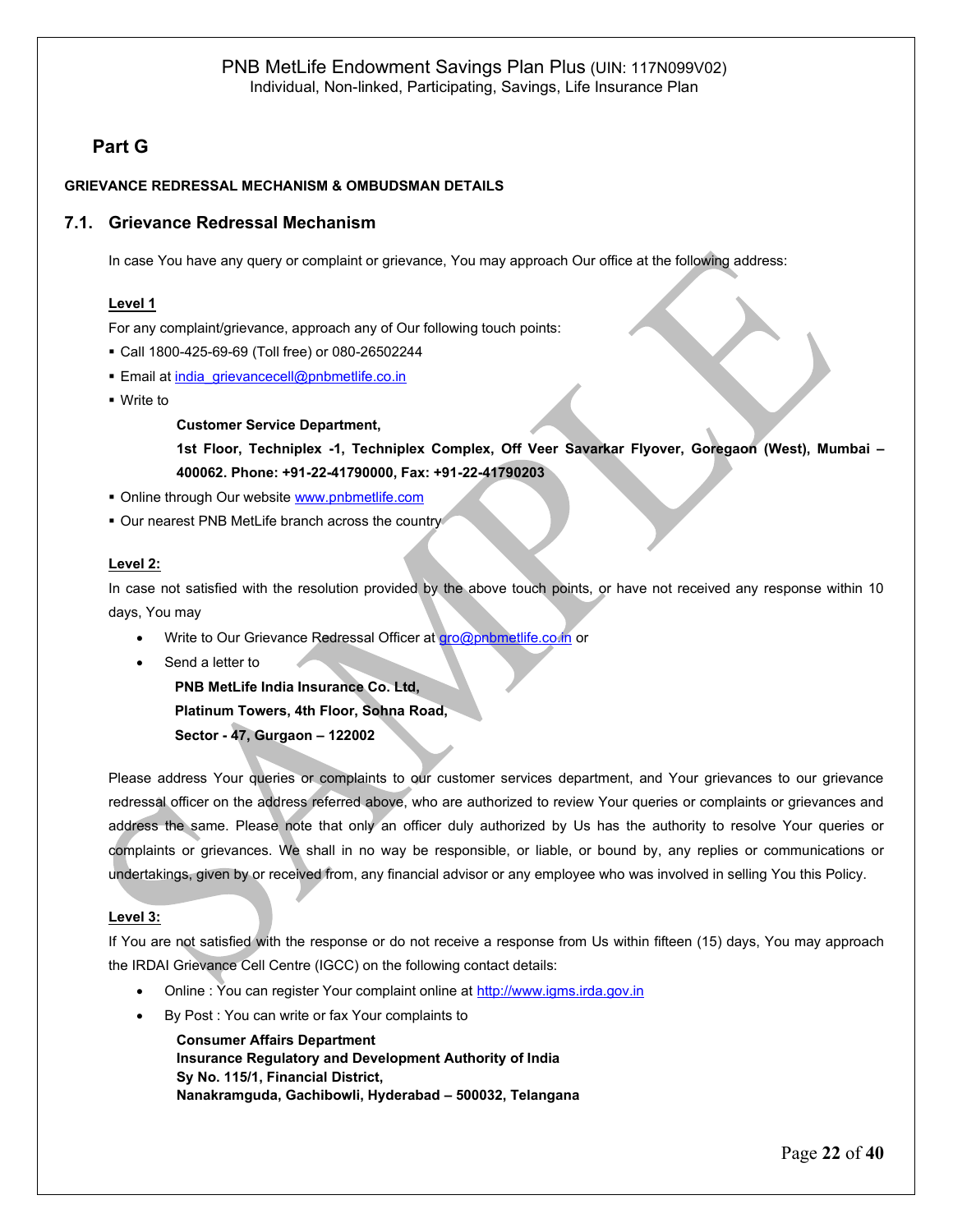## Part G

**GRIEVANCE REDRESSAL MECHANISM & OMBUDSMAN DETAILS**

### 7.1. Grievance Redressal Mechanism

In case You have any query or complaint or grievance, You may approach Our office at the following address:

**Level 1**

For any complaint/grievance, approach any of Our following touch points:

- Call 1800-425-69-69 (Toll free) or 080-26502244
- Email at india_grievancecell@pnbmetlife.co.in
- Write to

  **Customer Service Department,**

  **1st Floor, Techniplex -1, Techniplex Complex, Off Veer Savarkar Flyover, Goregaon (West), Mumbai – 400062. Phone: +91-22-41790000, Fax: +91-22-41790203**

- Online through Our website www.pnbmetlife.com
- Our nearest PNB MetLife branch across the country

**Level 2:**

In case not satisfied with the resolution provided by the above touch points, or have not received any response within 10 days, You may

- Write to Our Grievance Redressal Officer at gro@pnbmetlife.co.in or
- Send a letter to

  **PNB MetLife India Insurance Co. Ltd,**
  **Platinum Towers, 4th Floor, Sohna Road,**
  **Sector - 47, Gurgaon – 122002**

Please address Your queries or complaints to our customer services department, and Your grievances to our grievance redressal officer on the address referred above, who are authorized to review Your queries or complaints or grievances and address the same. Please note that only an officer duly authorized by Us has the authority to resolve Your queries or complaints or grievances. We shall in no way be responsible, or liable, or bound by, any replies or communications or undertakings, given by or received from, any financial advisor or any employee who was involved in selling You this Policy.

**Level 3:**

If You are not satisfied with the response or do not receive a response from Us within fifteen (15) days, You may approach the IRDAI Grievance Cell Centre (IGCC) on the following contact details:

- Online : You can register Your complaint online at http://www.igms.irda.gov.in
- By Post : You can write or fax Your complaints to

  **Consumer Affairs Department**
  **Insurance Regulatory and Development Authority of India**
  **Sy No. 115/1, Financial District,**
  **Nanakramguda, Gachibowli, Hyderabad – 500032, Telangana**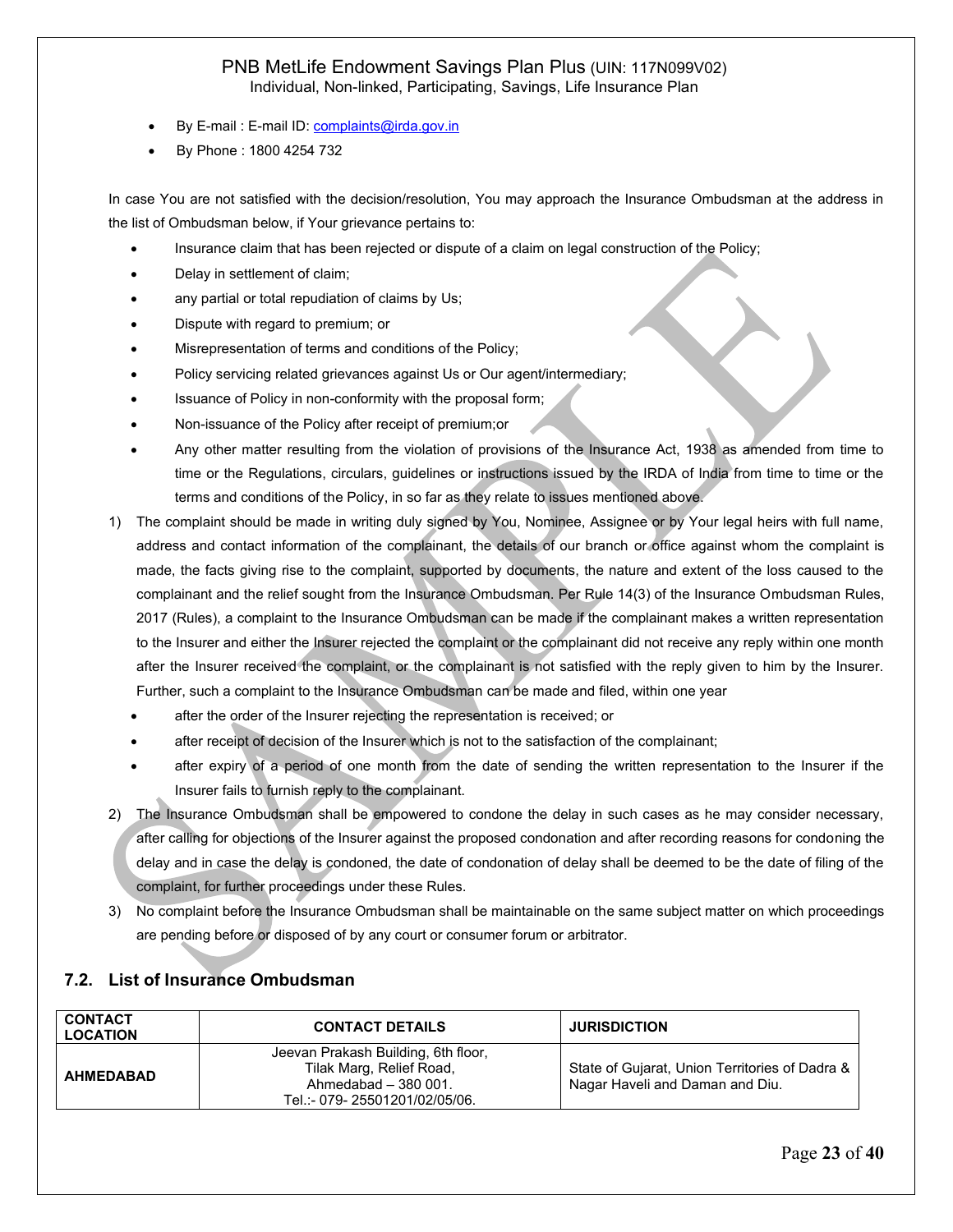- By E-mail : E-mail ID: complaints@irda.gov.in
- By Phone : 1800 4254 732

In case You are not satisfied with the decision/resolution, You may approach the Insurance Ombudsman at the address in the list of Ombudsman below, if Your grievance pertains to:

- Insurance claim that has been rejected or dispute of a claim on legal construction of the Policy;
- Delay in settlement of claim;
- any partial or total repudiation of claims by Us;
- Dispute with regard to premium; or
- Misrepresentation of terms and conditions of the Policy;
- Policy servicing related grievances against Us or Our agent/intermediary;
- Issuance of Policy in non-conformity with the proposal form;
- Non-issuance of the Policy after receipt of premium;or
- Any other matter resulting from the violation of provisions of the Insurance Act, 1938 as amended from time to time or the Regulations, circulars, guidelines or instructions issued by the IRDA of India from time to time or the terms and conditions of the Policy, in so far as they relate to issues mentioned above.

1) The complaint should be made in writing duly signed by You, Nominee, Assignee or by Your legal heirs with full name, address and contact information of the complainant, the details of our branch or office against whom the complaint is made, the facts giving rise to the complaint, supported by documents, the nature and extent of the loss caused to the complainant and the relief sought from the Insurance Ombudsman. Per Rule 14(3) of the Insurance Ombudsman Rules, 2017 (Rules), a complaint to the Insurance Ombudsman can be made if the complainant makes a written representation to the Insurer and either the Insurer rejected the complaint or the complainant did not receive any reply within one month after the Insurer received the complaint, or the complainant is not satisfied with the reply given to him by the Insurer. Further, such a complaint to the Insurance Ombudsman can be made and filed, within one year
   - after the order of the Insurer rejecting the representation is received; or
   - after receipt of decision of the Insurer which is not to the satisfaction of the complainant;
   - after expiry of a period of one month from the date of sending the written representation to the Insurer if the Insurer fails to furnish reply to the complainant.
2) The Insurance Ombudsman shall be empowered to condone the delay in such cases as he may consider necessary, after calling for objections of the Insurer against the proposed condonation and after recording reasons for condoning the delay and in case the delay is condoned, the date of condonation of delay shall be deemed to be the date of filing of the complaint, for further proceedings under these Rules.
3) No complaint before the Insurance Ombudsman shall be maintainable on the same subject matter on which proceedings are pending before or disposed of by any court or consumer forum or arbitrator.

## 7.2. List of Insurance Ombudsman

| CONTACT LOCATION | CONTACT DETAILS | JURISDICTION |
|---|---|---|
| AHMEDABAD | Jeevan Prakash Building, 6th floor, Tilak Marg, Relief Road, Ahmedabad – 380 001. Tel.:- 079- 25501201/02/05/06. | State of Gujarat, Union Territories of Dadra & Nagar Haveli and Daman and Diu. |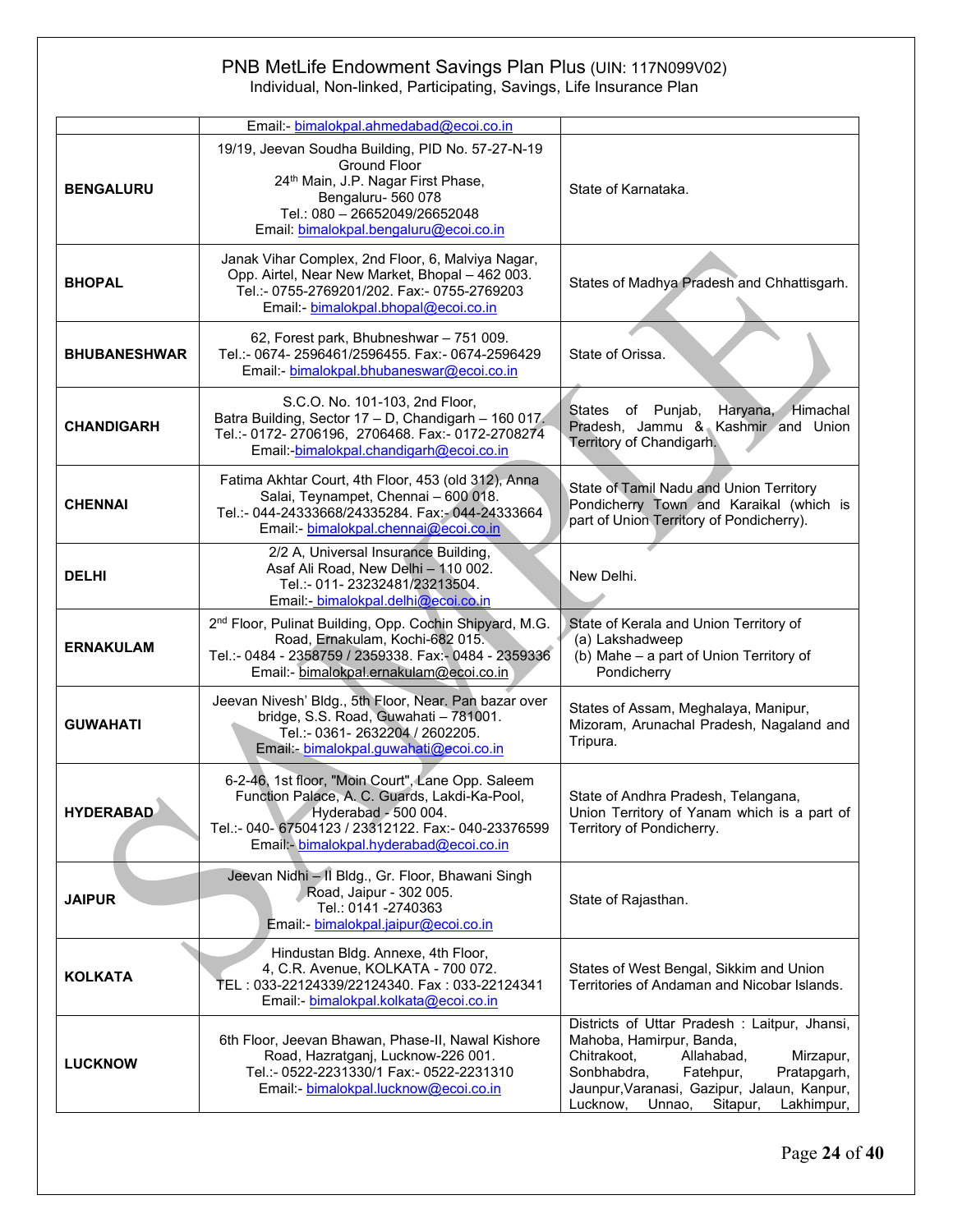| | | |
|---|---|---|
| | Email:- bimalokpal.ahmedabad@ecoi.co.in | |
| **BENGALURU** | 19/19, Jeevan Soudha Building, PID No. 57-27-N-19 Ground Floor 24th Main, J.P. Nagar First Phase, Bengaluru- 560 078 Tel.: 080 – 26652049/26652048 Email: bimalokpal.bengaluru@ecoi.co.in | State of Karnataka. |
| **BHOPAL** | Janak Vihar Complex, 2nd Floor, 6, Malviya Nagar, Opp. Airtel, Near New Market, Bhopal – 462 003. Tel.:- 0755-2769201/202. Fax:- 0755-2769203 Email:- bimalokpal.bhopal@ecoi.co.in | States of Madhya Pradesh and Chhattisgarh. |
| **BHUBANESHWAR** | 62, Forest park, Bhubneshwar – 751 009. Tel.:- 0674- 2596461/2596455. Fax:- 0674-2596429 Email:- bimalokpal.bhubaneswar@ecoi.co.in | State of Orissa. |
| **CHANDIGARH** | S.C.O. No. 101-103, 2nd Floor, Batra Building, Sector 17 – D, Chandigarh – 160 017. Tel.:- 0172- 2706196, 2706468. Fax:- 0172-2708274 Email:-bimalokpal.chandigarh@ecoi.co.in | States of Punjab, Haryana, Himachal Pradesh, Jammu & Kashmir and Union Territory of Chandigarh. |
| **CHENNAI** | Fatima Akhtar Court, 4th Floor, 453 (old 312), Anna Salai, Teynampet, Chennai – 600 018. Tel.:- 044-24333668/24335284. Fax:- 044-24333664 Email:- bimalokpal.chennai@ecoi.co.in | State of Tamil Nadu and Union Territory Pondicherry Town and Karaikal (which is part of Union Territory of Pondicherry). |
| **DELHI** | 2/2 A, Universal Insurance Building, Asaf Ali Road, New Delhi – 110 002. Tel.:- 011- 23232481/23213504. Email:- bimalokpal.delhi@ecoi.co.in | New Delhi. |
| **ERNAKULAM** | 2nd Floor, Pulinat Building, Opp. Cochin Shipyard, M.G. Road, Ernakulam, Kochi-682 015. Tel.:- 0484 - 2358759 / 2359338. Fax:- 0484 - 2359336 Email:- bimalokpal.ernakulam@ecoi.co.in | State of Kerala and Union Territory of (a) Lakshadweep (b) Mahe – a part of Union Territory of Pondicherry |
| **GUWAHATI** | Jeevan Nivesh' Bldg., 5th Floor, Near. Pan bazar over bridge, S.S. Road, Guwahati – 781001. Tel.:- 0361- 2632204 / 2602205. Email:- bimalokpal.guwahati@ecoi.co.in | States of Assam, Meghalaya, Manipur, Mizoram, Arunachal Pradesh, Nagaland and Tripura. |
| **HYDERABAD** | 6-2-46, 1st floor, "Moin Court", Lane Opp. Saleem Function Palace, A. C. Guards, Lakdi-Ka-Pool, Hyderabad - 500 004. Tel.:- 040- 67504123 / 23312122. Fax:- 040-23376599 Email:- bimalokpal.hyderabad@ecoi.co.in | State of Andhra Pradesh, Telangana, Union Territory of Yanam which is a part of Territory of Pondicherry. |
| **JAIPUR** | Jeevan Nidhi – II Bldg., Gr. Floor, Bhawani Singh Road, Jaipur - 302 005. Tel.: 0141 -2740363 Email:- bimalokpal.jaipur@ecoi.co.in | State of Rajasthan. |
| **KOLKATA** | Hindustan Bldg. Annexe, 4th Floor, 4, C.R. Avenue, KOLKATA - 700 072. TEL : 033-22124339/22124340. Fax : 033-22124341 Email:- bimalokpal.kolkata@ecoi.co.in | States of West Bengal, Sikkim and Union Territories of Andaman and Nicobar Islands. |
| **LUCKNOW** | 6th Floor, Jeevan Bhawan, Phase-II, Nawal Kishore Road, Hazratganj, Lucknow-226 001. Tel.:- 0522-2231330/1 Fax:- 0522-2231310 Email:- bimalokpal.lucknow@ecoi.co.in | Districts of Uttar Pradesh : Laitpur, Jhansi, Mahoba, Hamirpur, Banda, Chitrakoot, Allahabad, Mirzapur, Sonbhabdra, Fatehpur, Pratapgarh, Jaunpur,Varanasi, Gazipur, Jalaun, Kanpur, Lucknow, Unnao, Sitapur, Lakhimpur, |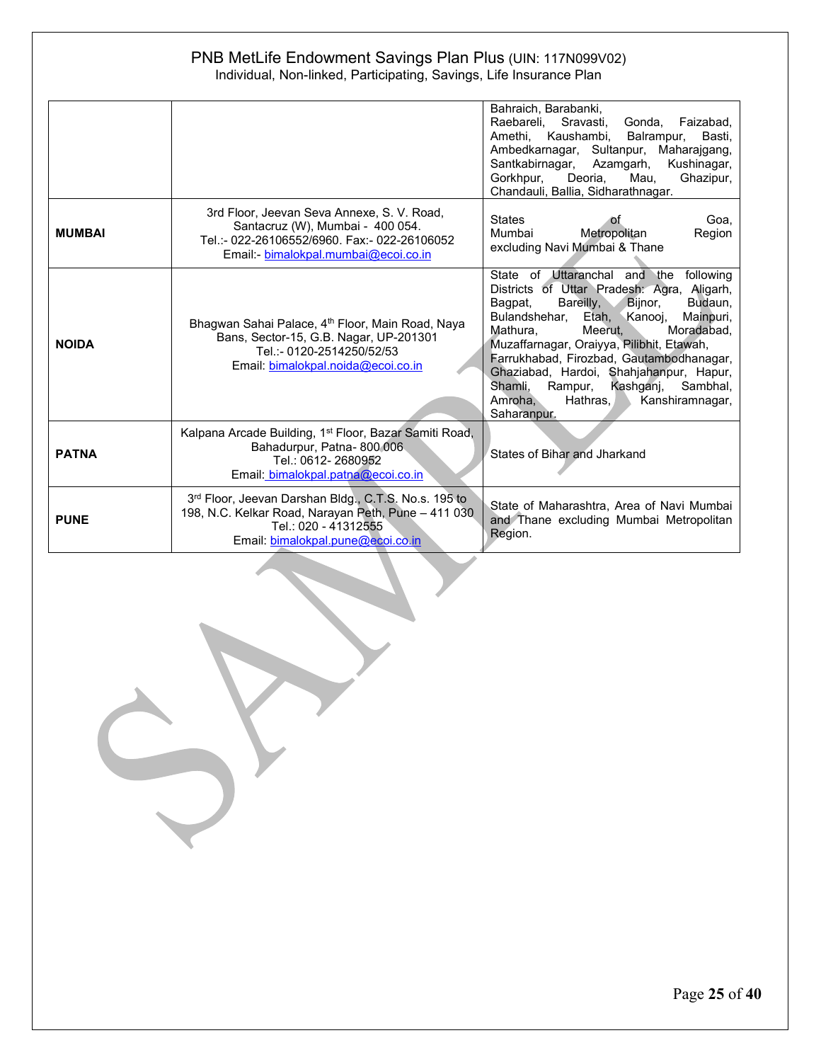| | | |
|---|---|---|
| | | Bahraich, Barabanki, Raebareli, Sravasti, Gonda, Faizabad, Amethi, Kaushambi, Balrampur, Basti, Ambedkarnagar, Sultanpur, Maharajgang, Santkabirnagar, Azamgarh, Kushinagar, Gorkhpur, Deoria, Mau, Ghazipur, Chandauli, Ballia, Sidharathnagar. |
| **MUMBAI** | 3rd Floor, Jeevan Seva Annexe, S. V. Road, Santacruz (W), Mumbai - 400 054. Tel.:- 022-26106552/6960. Fax:- 022-26106052 Email:- bimalokpal.mumbai@ecoi.co.in | States of Goa, Mumbai Metropolitan Region excluding Navi Mumbai & Thane |
| **NOIDA** | Bhagwan Sahai Palace, 4th Floor, Main Road, Naya Bans, Sector-15, G.B. Nagar, UP-201301 Tel.:- 0120-2514250/52/53 Email: bimalokpal.noida@ecoi.co.in | State of Uttaranchal and the following Districts of Uttar Pradesh: Agra, Aligarh, Bagpat, Bareilly, Bijnor, Budaun, Bulandshehar, Etah, Kanooj, Mainpuri, Mathura, Meerut, Moradabad, Muzaffarnagar, Oraiyya, Pilibhit, Etawah, Farrukhabad, Firozbad, Gautambodhanagar, Ghaziabad, Hardoi, Shahjahanpur, Hapur, Shamli, Rampur, Kashganj, Sambhal, Amroha, Hathras, Kanshiramnagar, Saharanpur. |
| **PATNA** | Kalpana Arcade Building, 1st Floor, Bazar Samiti Road, Bahadurpur, Patna- 800 006 Tel.: 0612- 2680952 Email: bimalokpal.patna@ecoi.co.in | States of Bihar and Jharkand |
| **PUNE** | 3rd Floor, Jeevan Darshan Bldg., C.T.S. No.s. 195 to 198, N.C. Kelkar Road, Narayan Peth, Pune – 411 030 Tel.: 020 - 41312555 Email: bimalokpal.pune@ecoi.co.in | State of Maharashtra, Area of Navi Mumbai and Thane excluding Mumbai Metropolitan Region. |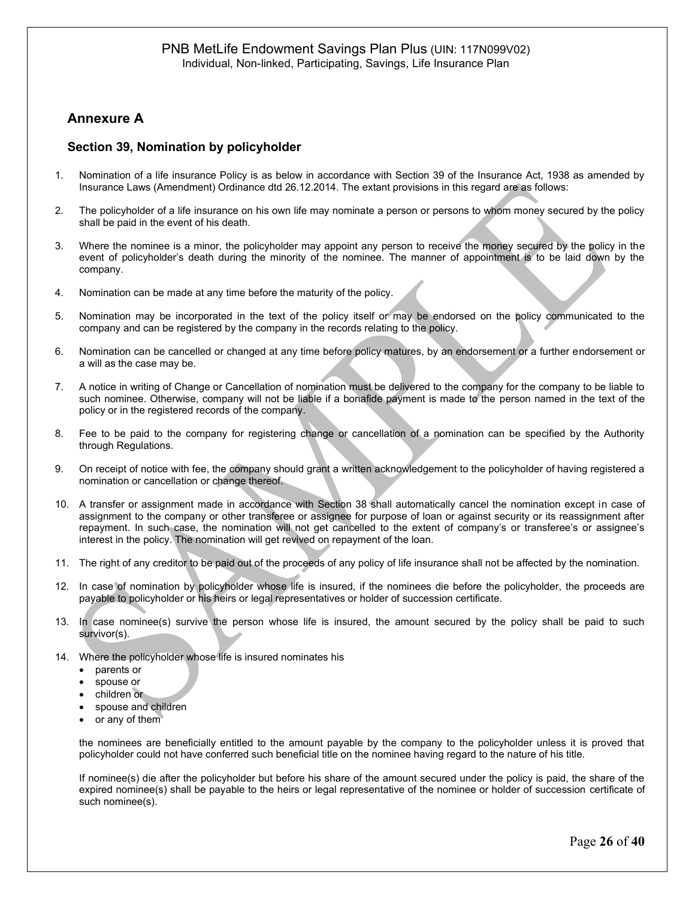## Annexure A

### Section 39, Nomination by policyholder

1. Nomination of a life insurance Policy is as below in accordance with Section 39 of the Insurance Act, 1938 as amended by Insurance Laws (Amendment) Ordinance dtd 26.12.2014. The extant provisions in this regard are as follows:

2. The policyholder of a life insurance on his own life may nominate a person or persons to whom money secured by the policy shall be paid in the event of his death.

3. Where the nominee is a minor, the policyholder may appoint any person to receive the money secured by the policy in the event of policyholder's death during the minority of the nominee. The manner of appointment is to be laid down by the company.

4. Nomination can be made at any time before the maturity of the policy.

5. Nomination may be incorporated in the text of the policy itself or may be endorsed on the policy communicated to the company and can be registered by the company in the records relating to the policy.

6. Nomination can be cancelled or changed at any time before policy matures, by an endorsement or a further endorsement or a will as the case may be.

7. A notice in writing of Change or Cancellation of nomination must be delivered to the company for the company to be liable to such nominee. Otherwise, company will not be liable if a bonafide payment is made to the person named in the text of the policy or in the registered records of the company.

8. Fee to be paid to the company for registering change or cancellation of a nomination can be specified by the Authority through Regulations.

9. On receipt of notice with fee, the company should grant a written acknowledgement to the policyholder of having registered a nomination or cancellation or change thereof.

10. A transfer or assignment made in accordance with Section 38 shall automatically cancel the nomination except in case of assignment to the company or other transferee or assignee for purpose of loan or against security or its reassignment after repayment. In such case, the nomination will not get cancelled to the extent of company's or transferee's or assignee's interest in the policy. The nomination will get revived on repayment of the loan.

11. The right of any creditor to be paid out of the proceeds of any policy of life insurance shall not be affected by the nomination.

12. In case of nomination by policyholder whose life is insured, if the nominees die before the policyholder, the proceeds are payable to policyholder or his heirs or legal representatives or holder of succession certificate.

13. In case nominee(s) survive the person whose life is insured, the amount secured by the policy shall be paid to such survivor(s).

14. Where the policyholder whose life is insured nominates his
    - parents or
    - spouse or
    - children or
    - spouse and children
    - or any of them

    the nominees are beneficially entitled to the amount payable by the company to the policyholder unless it is proved that policyholder could not have conferred such beneficial title on the nominee having regard to the nature of his title.

    If nominee(s) die after the policyholder but before his share of the amount secured under the policy is paid, the share of the expired nominee(s) shall be payable to the heirs or legal representative of the nominee or holder of succession certificate of such nominee(s).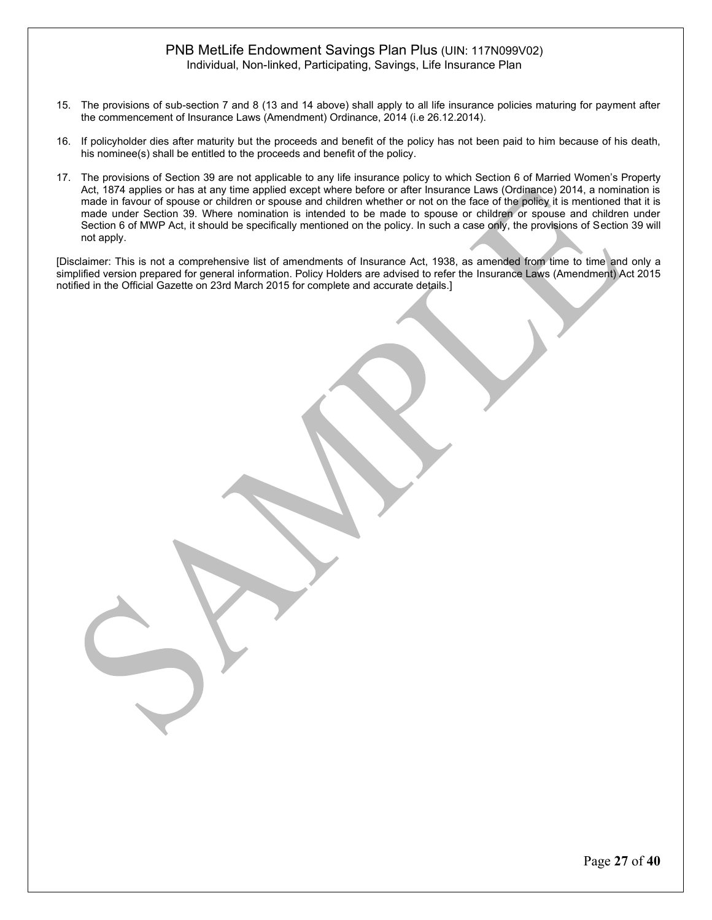15. The provisions of sub-section 7 and 8 (13 and 14 above) shall apply to all life insurance policies maturing for payment after the commencement of Insurance Laws (Amendment) Ordinance, 2014 (i.e 26.12.2014).

16. If policyholder dies after maturity but the proceeds and benefit of the policy has not been paid to him because of his death, his nominee(s) shall be entitled to the proceeds and benefit of the policy.

17. The provisions of Section 39 are not applicable to any life insurance policy to which Section 6 of Married Women's Property Act, 1874 applies or has at any time applied except where before or after Insurance Laws (Ordinance) 2014, a nomination is made in favour of spouse or children or spouse and children whether or not on the face of the policy it is mentioned that it is made under Section 39. Where nomination is intended to be made to spouse or children or spouse and children under Section 6 of MWP Act, it should be specifically mentioned on the policy. In such a case only, the provisions of Section 39 will not apply.

[Disclaimer: This is not a comprehensive list of amendments of Insurance Act, 1938, as amended from time to time and only a simplified version prepared for general information. Policy Holders are advised to refer the Insurance Laws (Amendment) Act 2015 notified in the Official Gazette on 23rd March 2015 for complete and accurate details.]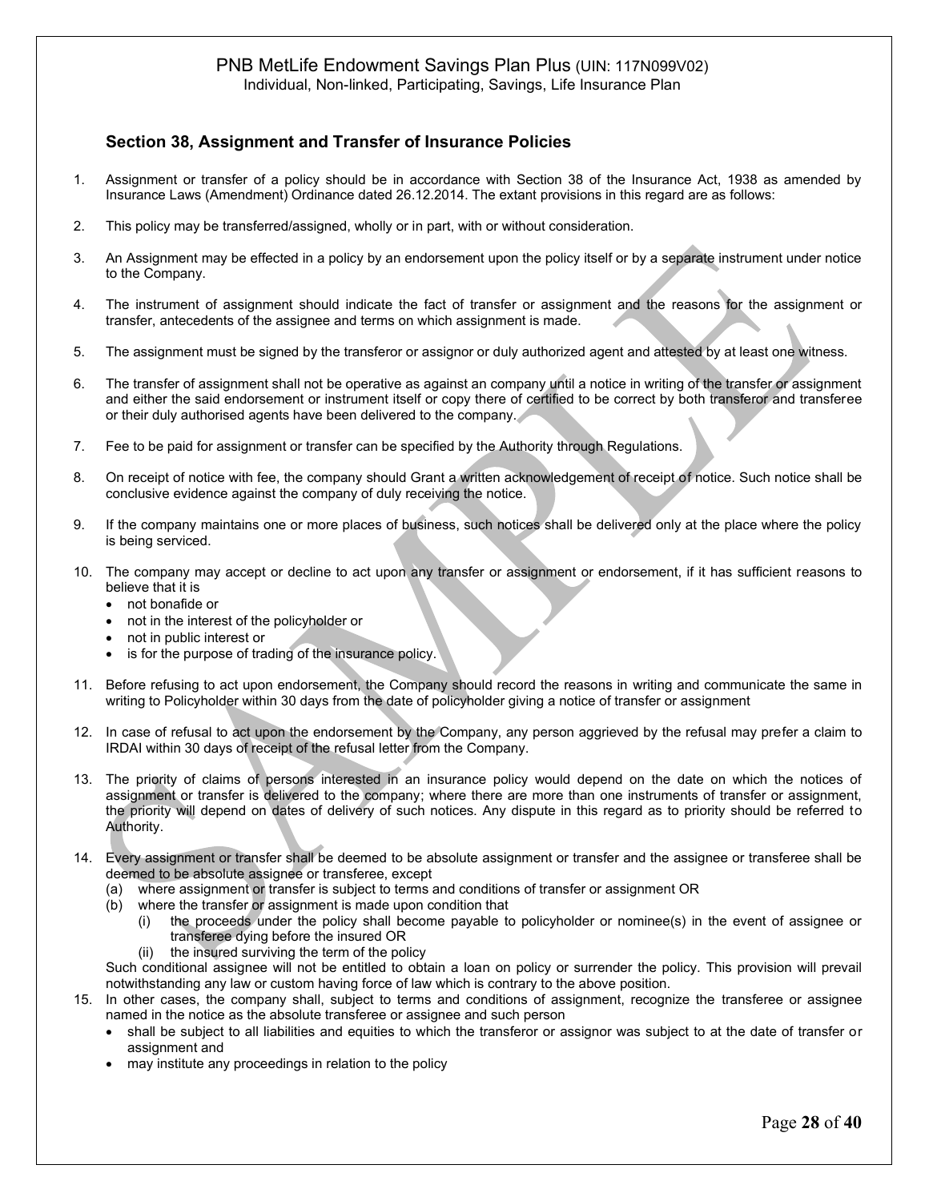### Section 38, Assignment and Transfer of Insurance Policies

1. Assignment or transfer of a policy should be in accordance with Section 38 of the Insurance Act, 1938 as amended by Insurance Laws (Amendment) Ordinance dated 26.12.2014. The extant provisions in this regard are as follows:

2. This policy may be transferred/assigned, wholly or in part, with or without consideration.

3. An Assignment may be effected in a policy by an endorsement upon the policy itself or by a separate instrument under notice to the Company.

4. The instrument of assignment should indicate the fact of transfer or assignment and the reasons for the assignment or transfer, antecedents of the assignee and terms on which assignment is made.

5. The assignment must be signed by the transferor or assignor or duly authorized agent and attested by at least one witness.

6. The transfer of assignment shall not be operative as against an company until a notice in writing of the transfer or assignment and either the said endorsement or instrument itself or copy there of certified to be correct by both transferor and transferee or their duly authorised agents have been delivered to the company.

7. Fee to be paid for assignment or transfer can be specified by the Authority through Regulations.

8. On receipt of notice with fee, the company should Grant a written acknowledgement of receipt of notice. Such notice shall be conclusive evidence against the company of duly receiving the notice.

9. If the company maintains one or more places of business, such notices shall be delivered only at the place where the policy is being serviced.

10. The company may accept or decline to act upon any transfer or assignment or endorsement, if it has sufficient reasons to believe that it is
    - not bonafide or
    - not in the interest of the policyholder or
    - not in public interest or
    - is for the purpose of trading of the insurance policy.

11. Before refusing to act upon endorsement, the Company should record the reasons in writing and communicate the same in writing to Policyholder within 30 days from the date of policyholder giving a notice of transfer or assignment

12. In case of refusal to act upon the endorsement by the Company, any person aggrieved by the refusal may prefer a claim to IRDAI within 30 days of receipt of the refusal letter from the Company.

13. The priority of claims of persons interested in an insurance policy would depend on the date on which the notices of assignment or transfer is delivered to the company; where there are more than one instruments of transfer or assignment, the priority will depend on dates of delivery of such notices. Any dispute in this regard as to priority should be referred to Authority.

14. Every assignment or transfer shall be deemed to be absolute assignment or transfer and the assignee or transferee shall be deemed to be absolute assignee or transferee, except
    (a) where assignment or transfer is subject to terms and conditions of transfer or assignment OR
    (b) where the transfer or assignment is made upon condition that
        (i) the proceeds under the policy shall become payable to policyholder or nominee(s) in the event of assignee or transferee dying before the insured OR
        (ii) the insured surviving the term of the policy

    Such conditional assignee will not be entitled to obtain a loan on policy or surrender the policy. This provision will prevail notwithstanding any law or custom having force of law which is contrary to the above position.

15. In other cases, the company shall, subject to terms and conditions of assignment, recognize the transferee or assignee named in the notice as the absolute transferee or assignee and such person
    - shall be subject to all liabilities and equities to which the transferor or assignor was subject to at the date of transfer or assignment and
    - may institute any proceedings in relation to the policy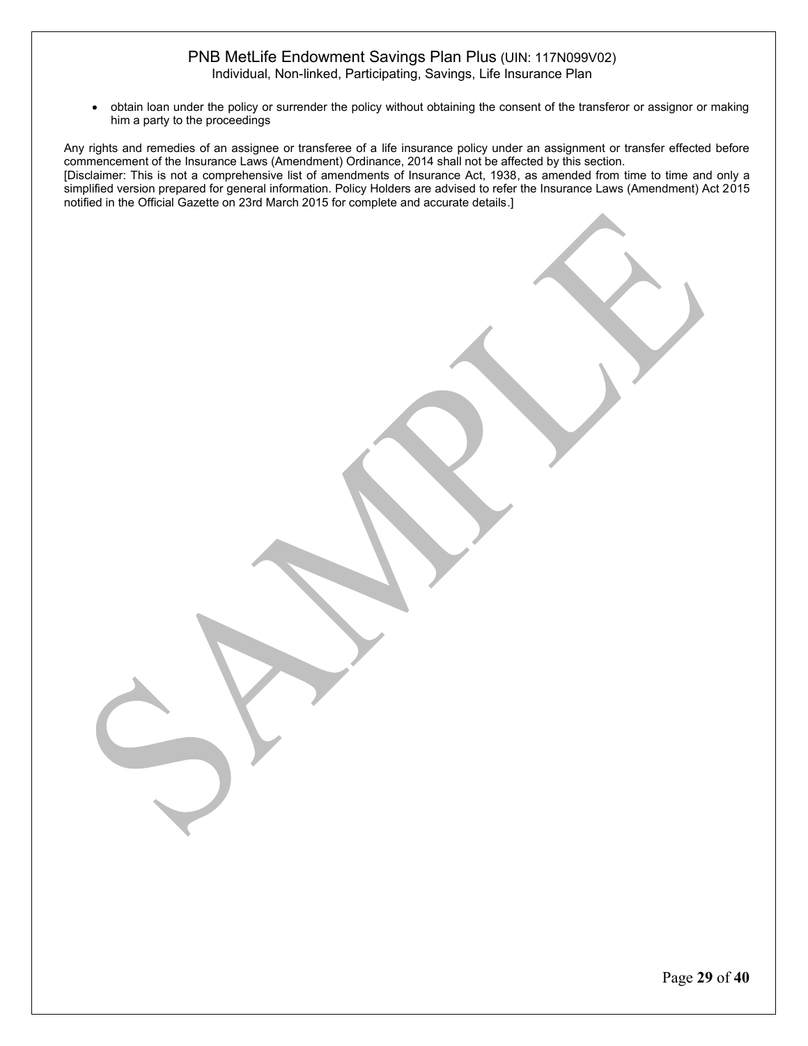- obtain loan under the policy or surrender the policy without obtaining the consent of the transferor or assignor or making him a party to the proceedings

Any rights and remedies of an assignee or transferee of a life insurance policy under an assignment or transfer effected before commencement of the Insurance Laws (Amendment) Ordinance, 2014 shall not be affected by this section.
[Disclaimer: This is not a comprehensive list of amendments of Insurance Act, 1938, as amended from time to time and only a simplified version prepared for general information. Policy Holders are advised to refer the Insurance Laws (Amendment) Act 2015 notified in the Official Gazette on 23rd March 2015 for complete and accurate details.]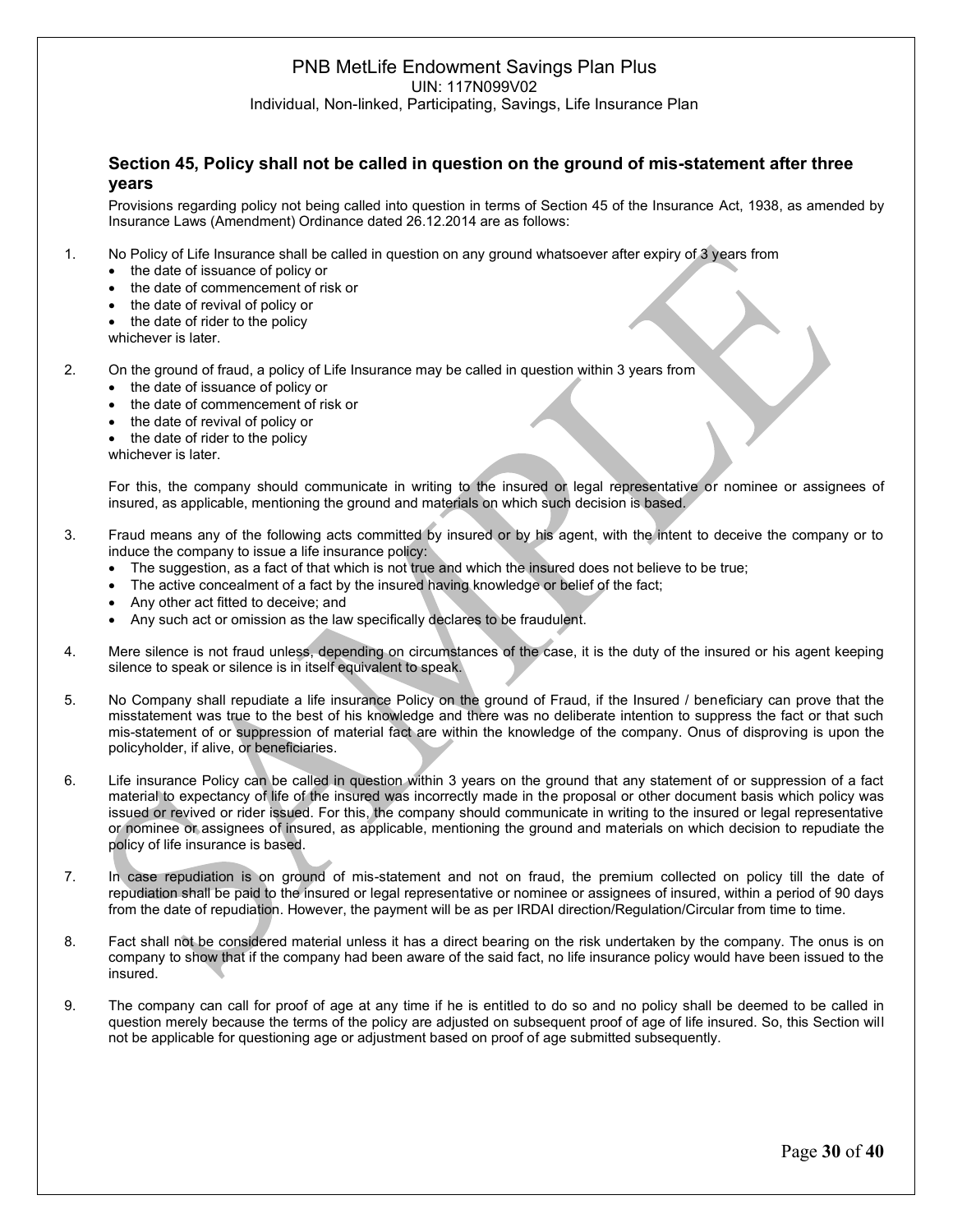## Section 45, Policy shall not be called in question on the ground of mis-statement after three years

Provisions regarding policy not being called into question in terms of Section 45 of the Insurance Act, 1938, as amended by Insurance Laws (Amendment) Ordinance dated 26.12.2014 are as follows:

1. No Policy of Life Insurance shall be called in question on any ground whatsoever after expiry of 3 years from
   - the date of issuance of policy or
   - the date of commencement of risk or
   - the date of revival of policy or
   - the date of rider to the policy

   whichever is later.

2. On the ground of fraud, a policy of Life Insurance may be called in question within 3 years from
   - the date of issuance of policy or
   - the date of commencement of risk or
   - the date of revival of policy or
   - the date of rider to the policy

   whichever is later.

   For this, the company should communicate in writing to the insured or legal representative or nominee or assignees of insured, as applicable, mentioning the ground and materials on which such decision is based.

3. Fraud means any of the following acts committed by insured or by his agent, with the intent to deceive the company or to induce the company to issue a life insurance policy:
   - The suggestion, as a fact of that which is not true and which the insured does not believe to be true;
   - The active concealment of a fact by the insured having knowledge or belief of the fact;
   - Any other act fitted to deceive; and
   - Any such act or omission as the law specifically declares to be fraudulent.

4. Mere silence is not fraud unless, depending on circumstances of the case, it is the duty of the insured or his agent keeping silence to speak or silence is in itself equivalent to speak.

5. No Company shall repudiate a life insurance Policy on the ground of Fraud, if the Insured / beneficiary can prove that the misstatement was true to the best of his knowledge and there was no deliberate intention to suppress the fact or that such mis-statement of or suppression of material fact are within the knowledge of the company. Onus of disproving is upon the policyholder, if alive, or beneficiaries.

6. Life insurance Policy can be called in question within 3 years on the ground that any statement of or suppression of a fact material to expectancy of life of the insured was incorrectly made in the proposal or other document basis which policy was issued or revived or rider issued. For this, the company should communicate in writing to the insured or legal representative or nominee or assignees of insured, as applicable, mentioning the ground and materials on which decision to repudiate the policy of life insurance is based.

7. In case repudiation is on ground of mis-statement and not on fraud, the premium collected on policy till the date of repudiation shall be paid to the insured or legal representative or nominee or assignees of insured, within a period of 90 days from the date of repudiation. However, the payment will be as per IRDAI direction/Regulation/Circular from time to time.

8. Fact shall not be considered material unless it has a direct bearing on the risk undertaken by the company. The onus is on company to show that if the company had been aware of the said fact, no life insurance policy would have been issued to the insured.

9. The company can call for proof of age at any time if he is entitled to do so and no policy shall be deemed to be called in question merely because the terms of the policy are adjusted on subsequent proof of age of life insured. So, this Section will not be applicable for questioning age or adjustment based on proof of age submitted subsequently.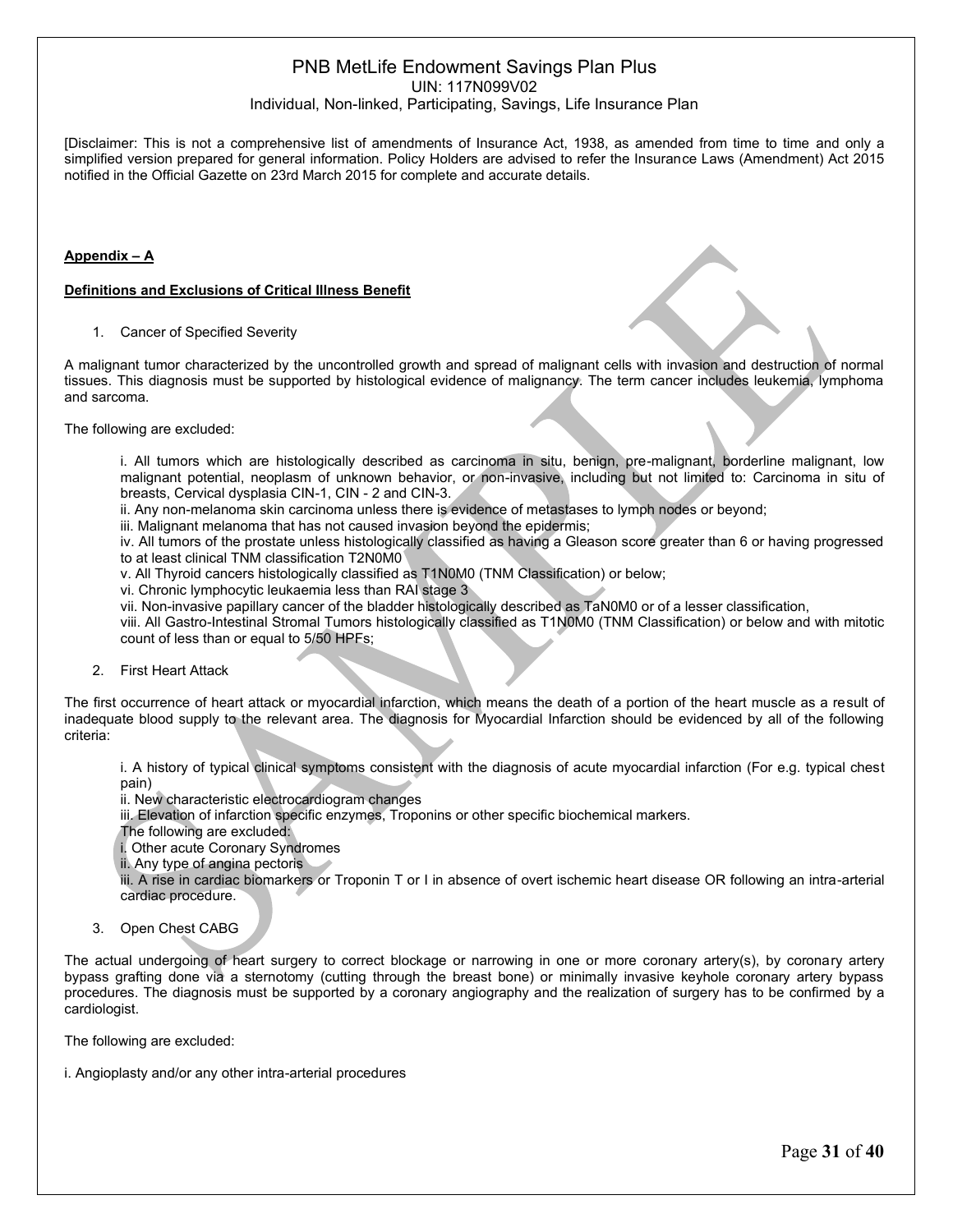[Disclaimer: This is not a comprehensive list of amendments of Insurance Act, 1938, as amended from time to time and only a simplified version prepared for general information. Policy Holders are advised to refer the Insurance Laws (Amendment) Act 2015 notified in the Official Gazette on 23rd March 2015 for complete and accurate details.

**Appendix – A**

**Definitions and Exclusions of Critical Illness Benefit**

1. Cancer of Specified Severity

A malignant tumor characterized by the uncontrolled growth and spread of malignant cells with invasion and destruction of normal tissues. This diagnosis must be supported by histological evidence of malignancy. The term cancer includes leukemia, lymphoma and sarcoma.

The following are excluded:

i. All tumors which are histologically described as carcinoma in situ, benign, pre-malignant, borderline malignant, low malignant potential, neoplasm of unknown behavior, or non-invasive, including but not limited to: Carcinoma in situ of breasts, Cervical dysplasia CIN-1, CIN - 2 and CIN-3.
ii. Any non-melanoma skin carcinoma unless there is evidence of metastases to lymph nodes or beyond;
iii. Malignant melanoma that has not caused invasion beyond the epidermis;
iv. All tumors of the prostate unless histologically classified as having a Gleason score greater than 6 or having progressed to at least clinical TNM classification T2N0M0
v. All Thyroid cancers histologically classified as T1N0M0 (TNM Classification) or below;
vi. Chronic lymphocytic leukaemia less than RAI stage 3
vii. Non-invasive papillary cancer of the bladder histologically described as TaN0M0 or of a lesser classification,
viii. All Gastro-Intestinal Stromal Tumors histologically classified as T1N0M0 (TNM Classification) or below and with mitotic count of less than or equal to 5/50 HPFs;

2. First Heart Attack

The first occurrence of heart attack or myocardial infarction, which means the death of a portion of the heart muscle as a result of inadequate blood supply to the relevant area. The diagnosis for Myocardial Infarction should be evidenced by all of the following criteria:

i. A history of typical clinical symptoms consistent with the diagnosis of acute myocardial infarction (For e.g. typical chest pain)
ii. New characteristic electrocardiogram changes
iii. Elevation of infarction specific enzymes, Troponins or other specific biochemical markers.
The following are excluded:
i. Other acute Coronary Syndromes
ii. Any type of angina pectoris
iii. A rise in cardiac biomarkers or Troponin T or I in absence of overt ischemic heart disease OR following an intra-arterial cardiac procedure.

3. Open Chest CABG

The actual undergoing of heart surgery to correct blockage or narrowing in one or more coronary artery(s), by coronary artery bypass grafting done via a sternotomy (cutting through the breast bone) or minimally invasive keyhole coronary artery bypass procedures. The diagnosis must be supported by a coronary angiography and the realization of surgery has to be confirmed by a cardiologist.

The following are excluded:

i. Angioplasty and/or any other intra-arterial procedures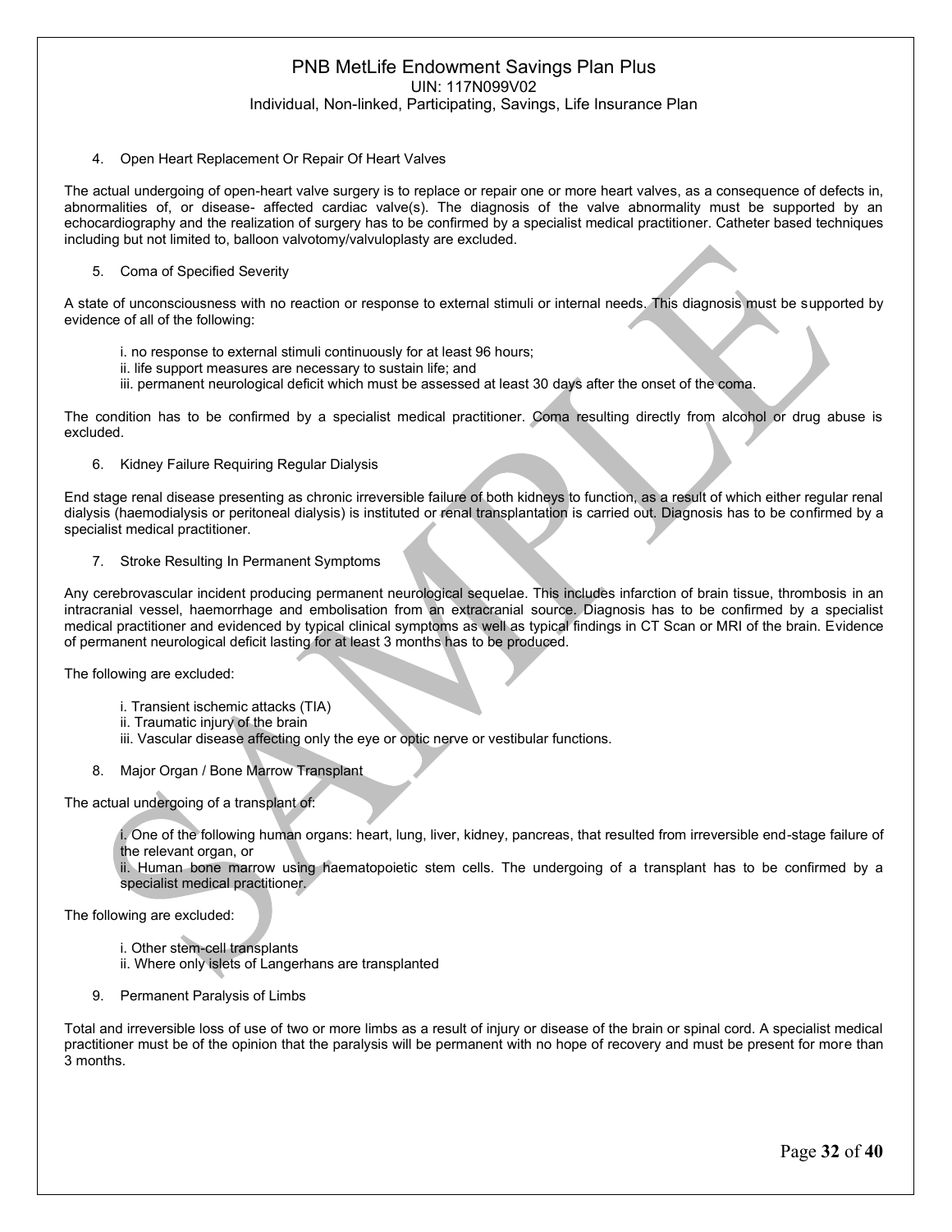4. Open Heart Replacement Or Repair Of Heart Valves

The actual undergoing of open-heart valve surgery is to replace or repair one or more heart valves, as a consequence of defects in, abnormalities of, or disease- affected cardiac valve(s). The diagnosis of the valve abnormality must be supported by an echocardiography and the realization of surgery has to be confirmed by a specialist medical practitioner. Catheter based techniques including but not limited to, balloon valvotomy/valvuloplasty are excluded.

5. Coma of Specified Severity

A state of unconsciousness with no reaction or response to external stimuli or internal needs. This diagnosis must be supported by evidence of all of the following:

i. no response to external stimuli continuously for at least 96 hours;
ii. life support measures are necessary to sustain life; and
iii. permanent neurological deficit which must be assessed at least 30 days after the onset of the coma.

The condition has to be confirmed by a specialist medical practitioner. Coma resulting directly from alcohol or drug abuse is excluded.

6. Kidney Failure Requiring Regular Dialysis

End stage renal disease presenting as chronic irreversible failure of both kidneys to function, as a result of which either regular renal dialysis (haemodialysis or peritoneal dialysis) is instituted or renal transplantation is carried out. Diagnosis has to be confirmed by a specialist medical practitioner.

7. Stroke Resulting In Permanent Symptoms

Any cerebrovascular incident producing permanent neurological sequelae. This includes infarction of brain tissue, thrombosis in an intracranial vessel, haemorrhage and embolisation from an extracranial source. Diagnosis has to be confirmed by a specialist medical practitioner and evidenced by typical clinical symptoms as well as typical findings in CT Scan or MRI of the brain. Evidence of permanent neurological deficit lasting for at least 3 months has to be produced.

The following are excluded:

i. Transient ischemic attacks (TIA)
ii. Traumatic injury of the brain
iii. Vascular disease affecting only the eye or optic nerve or vestibular functions.

8. Major Organ / Bone Marrow Transplant

The actual undergoing of a transplant of:

i. One of the following human organs: heart, lung, liver, kidney, pancreas, that resulted from irreversible end-stage failure of the relevant organ, or
ii. Human bone marrow using haematopoietic stem cells. The undergoing of a transplant has to be confirmed by a specialist medical practitioner.

The following are excluded:

i. Other stem-cell transplants
ii. Where only islets of Langerhans are transplanted

9. Permanent Paralysis of Limbs

Total and irreversible loss of use of two or more limbs as a result of injury or disease of the brain or spinal cord. A specialist medical practitioner must be of the opinion that the paralysis will be permanent with no hope of recovery and must be present for more than 3 months.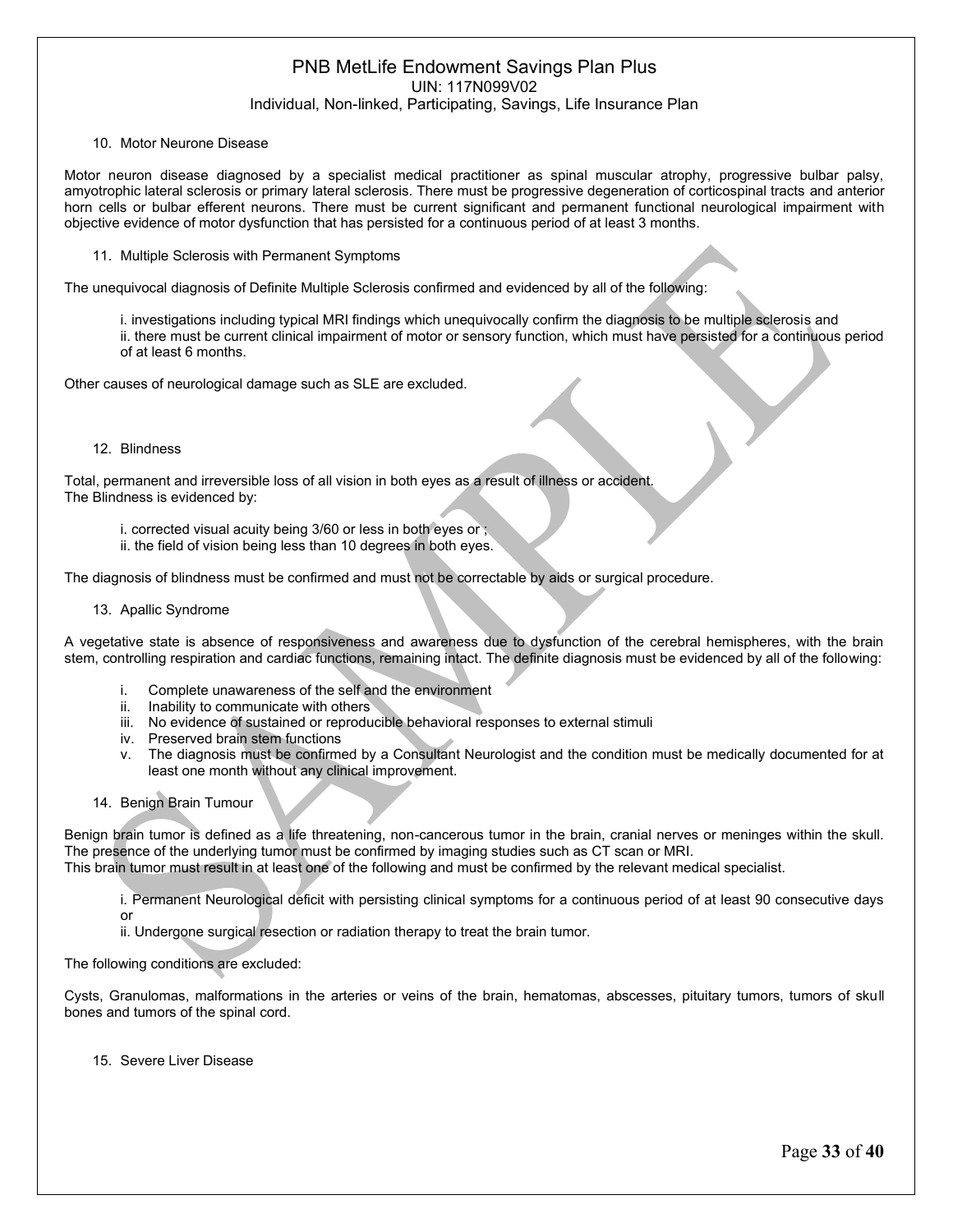10. Motor Neurone Disease

Motor neuron disease diagnosed by a specialist medical practitioner as spinal muscular atrophy, progressive bulbar palsy, amyotrophic lateral sclerosis or primary lateral sclerosis. There must be progressive degeneration of corticospinal tracts and anterior horn cells or bulbar efferent neurons. There must be current significant and permanent functional neurological impairment with objective evidence of motor dysfunction that has persisted for a continuous period of at least 3 months.

11. Multiple Sclerosis with Permanent Symptoms

The unequivocal diagnosis of Definite Multiple Sclerosis confirmed and evidenced by all of the following:

i. investigations including typical MRI findings which unequivocally confirm the diagnosis to be multiple sclerosis and
ii. there must be current clinical impairment of motor or sensory function, which must have persisted for a continuous period of at least 6 months.

Other causes of neurological damage such as SLE are excluded.

12. Blindness

Total, permanent and irreversible loss of all vision in both eyes as a result of illness or accident.
The Blindness is evidenced by:

i. corrected visual acuity being 3/60 or less in both eyes or ;
ii. the field of vision being less than 10 degrees in both eyes.

The diagnosis of blindness must be confirmed and must not be correctable by aids or surgical procedure.

13. Apallic Syndrome

A vegetative state is absence of responsiveness and awareness due to dysfunction of the cerebral hemispheres, with the brain stem, controlling respiration and cardiac functions, remaining intact. The definite diagnosis must be evidenced by all of the following:

i. Complete unawareness of the self and the environment
ii. Inability to communicate with others
iii. No evidence of sustained or reproducible behavioral responses to external stimuli
iv. Preserved brain stem functions
v. The diagnosis must be confirmed by a Consultant Neurologist and the condition must be medically documented for at least one month without any clinical improvement.

14. Benign Brain Tumour

Benign brain tumor is defined as a life threatening, non-cancerous tumor in the brain, cranial nerves or meninges within the skull. The presence of the underlying tumor must be confirmed by imaging studies such as CT scan or MRI.
This brain tumor must result in at least one of the following and must be confirmed by the relevant medical specialist.

i. Permanent Neurological deficit with persisting clinical symptoms for a continuous period of at least 90 consecutive days or
ii. Undergone surgical resection or radiation therapy to treat the brain tumor.

The following conditions are excluded:

Cysts, Granulomas, malformations in the arteries or veins of the brain, hematomas, abscesses, pituitary tumors, tumors of skull bones and tumors of the spinal cord.

15. Severe Liver Disease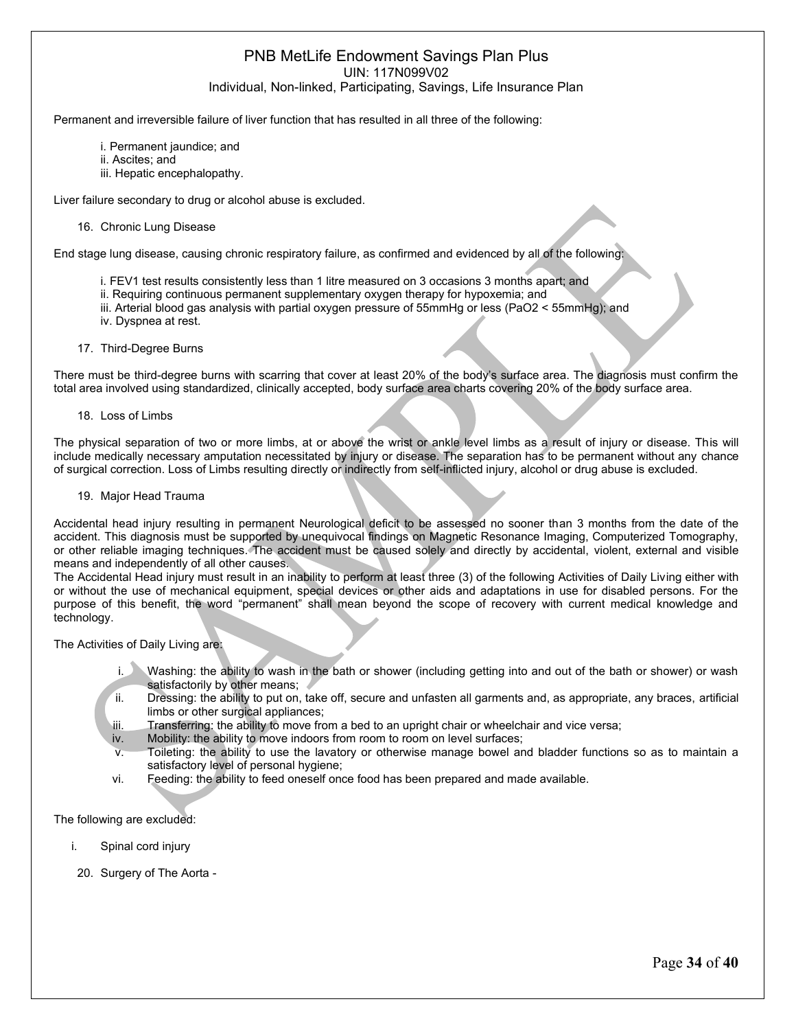Permanent and irreversible failure of liver function that has resulted in all three of the following:

i. Permanent jaundice; and
ii. Ascites; and
iii. Hepatic encephalopathy.

Liver failure secondary to drug or alcohol abuse is excluded.

16. Chronic Lung Disease

End stage lung disease, causing chronic respiratory failure, as confirmed and evidenced by all of the following:

i. FEV1 test results consistently less than 1 litre measured on 3 occasions 3 months apart; and
ii. Requiring continuous permanent supplementary oxygen therapy for hypoxemia; and
iii. Arterial blood gas analysis with partial oxygen pressure of 55mmHg or less ($PaO_2$ < 55mmHg); and
iv. Dyspnea at rest.

17. Third-Degree Burns

There must be third-degree burns with scarring that cover at least 20% of the body's surface area. The diagnosis must confirm the total area involved using standardized, clinically accepted, body surface area charts covering 20% of the body surface area.

18. Loss of Limbs

The physical separation of two or more limbs, at or above the wrist or ankle level limbs as a result of injury or disease. This will include medically necessary amputation necessitated by injury or disease. The separation has to be permanent without any chance of surgical correction. Loss of Limbs resulting directly or indirectly from self-inflicted injury, alcohol or drug abuse is excluded.

19. Major Head Trauma

Accidental head injury resulting in permanent Neurological deficit to be assessed no sooner than 3 months from the date of the accident. This diagnosis must be supported by unequivocal findings on Magnetic Resonance Imaging, Computerized Tomography, or other reliable imaging techniques. The accident must be caused solely and directly by accidental, violent, external and visible means and independently of all other causes.
The Accidental Head injury must result in an inability to perform at least three (3) of the following Activities of Daily Living either with or without the use of mechanical equipment, special devices or other aids and adaptations in use for disabled persons. For the purpose of this benefit, the word "permanent" shall mean beyond the scope of recovery with current medical knowledge and technology.

The Activities of Daily Living are:

i. Washing: the ability to wash in the bath or shower (including getting into and out of the bath or shower) or wash satisfactorily by other means;
ii. Dressing: the ability to put on, take off, secure and unfasten all garments and, as appropriate, any braces, artificial limbs or other surgical appliances;
iii. Transferring: the ability to move from a bed to an upright chair or wheelchair and vice versa;
iv. Mobility: the ability to move indoors from room to room on level surfaces;
v. Toileting: the ability to use the lavatory or otherwise manage bowel and bladder functions so as to maintain a satisfactory level of personal hygiene;
vi. Feeding: the ability to feed oneself once food has been prepared and made available.

The following are excluded:

i. Spinal cord injury

20. Surgery of The Aorta -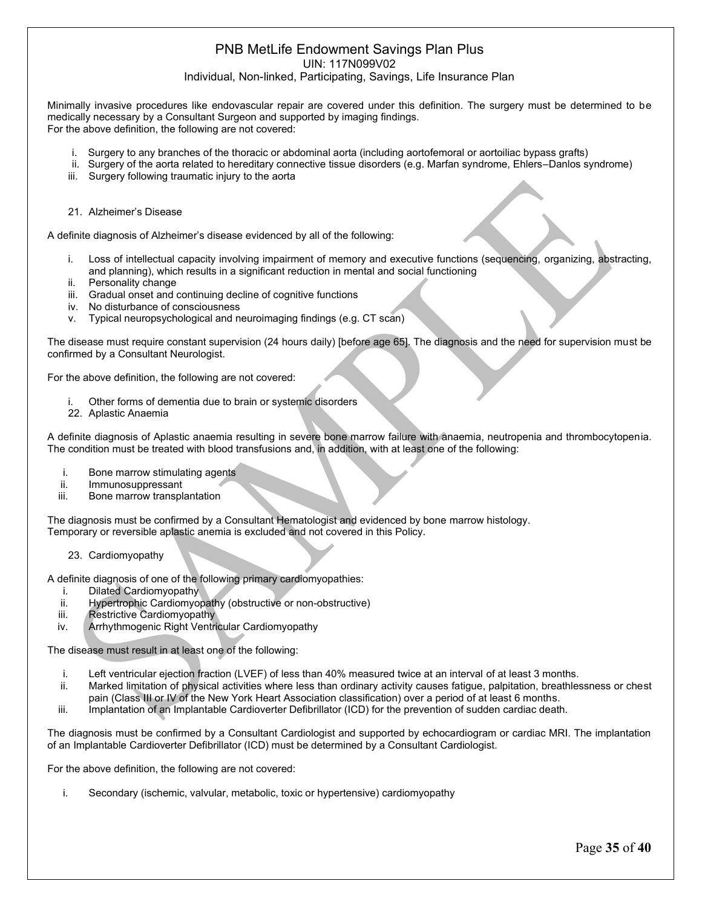Minimally invasive procedures like endovascular repair are covered under this definition. The surgery must be determined to be medically necessary by a Consultant Surgeon and supported by imaging findings.
For the above definition, the following are not covered:

i. Surgery to any branches of the thoracic or abdominal aorta (including aortofemoral or aortoiliac bypass grafts)
ii. Surgery of the aorta related to hereditary connective tissue disorders (e.g. Marfan syndrome, Ehlers–Danlos syndrome)
iii. Surgery following traumatic injury to the aorta

21. Alzheimer's Disease

A definite diagnosis of Alzheimer's disease evidenced by all of the following:

i. Loss of intellectual capacity involving impairment of memory and executive functions (sequencing, organizing, abstracting, and planning), which results in a significant reduction in mental and social functioning
ii. Personality change
iii. Gradual onset and continuing decline of cognitive functions
iv. No disturbance of consciousness
v. Typical neuropsychological and neuroimaging findings (e.g. CT scan)

The disease must require constant supervision (24 hours daily) [before age 65]. The diagnosis and the need for supervision must be confirmed by a Consultant Neurologist.

For the above definition, the following are not covered:

i. Other forms of dementia due to brain or systemic disorders

22. Aplastic Anaemia

A definite diagnosis of Aplastic anaemia resulting in severe bone marrow failure with anaemia, neutropenia and thrombocytopenia. The condition must be treated with blood transfusions and, in addition, with at least one of the following:

i. Bone marrow stimulating agents
ii. Immunosuppressant
iii. Bone marrow transplantation

The diagnosis must be confirmed by a Consultant Hematologist and evidenced by bone marrow histology.
Temporary or reversible aplastic anemia is excluded and not covered in this Policy.

23. Cardiomyopathy

A definite diagnosis of one of the following primary cardiomyopathies:

i. Dilated Cardiomyopathy
ii. Hypertrophic Cardiomyopathy (obstructive or non-obstructive)
iii. Restrictive Cardiomyopathy
iv. Arrhythmogenic Right Ventricular Cardiomyopathy

The disease must result in at least one of the following:

i. Left ventricular ejection fraction (LVEF) of less than 40% measured twice at an interval of at least 3 months.
ii. Marked limitation of physical activities where less than ordinary activity causes fatigue, palpitation, breathlessness or chest pain (Class III or IV of the New York Heart Association classification) over a period of at least 6 months.
iii. Implantation of an Implantable Cardioverter Defibrillator (ICD) for the prevention of sudden cardiac death.

The diagnosis must be confirmed by a Consultant Cardiologist and supported by echocardiogram or cardiac MRI. The implantation of an Implantable Cardioverter Defibrillator (ICD) must be determined by a Consultant Cardiologist.

For the above definition, the following are not covered:

i. Secondary (ischemic, valvular, metabolic, toxic or hypertensive) cardiomyopathy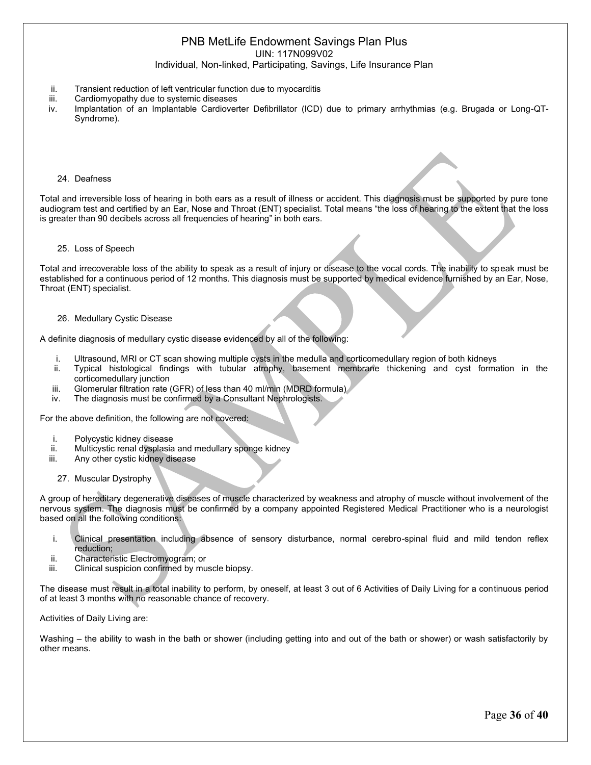ii. Transient reduction of left ventricular function due to myocarditis
iii. Cardiomyopathy due to systemic diseases
iv. Implantation of an Implantable Cardioverter Defibrillator (ICD) due to primary arrhythmias (e.g. Brugada or Long-QT-Syndrome).

24. Deafness

Total and irreversible loss of hearing in both ears as a result of illness or accident. This diagnosis must be supported by pure tone audiogram test and certified by an Ear, Nose and Throat (ENT) specialist. Total means "the loss of hearing to the extent that the loss is greater than 90 decibels across all frequencies of hearing" in both ears.

25. Loss of Speech

Total and irrecoverable loss of the ability to speak as a result of injury or disease to the vocal cords. The inability to speak must be established for a continuous period of 12 months. This diagnosis must be supported by medical evidence furnished by an Ear, Nose, Throat (ENT) specialist.

26. Medullary Cystic Disease

A definite diagnosis of medullary cystic disease evidenced by all of the following:

i. Ultrasound, MRI or CT scan showing multiple cysts in the medulla and corticomedullary region of both kidneys
ii. Typical histological findings with tubular atrophy, basement membrane thickening and cyst formation in the corticomedullary junction
iii. Glomerular filtration rate (GFR) of less than 40 ml/min (MDRD formula)
iv. The diagnosis must be confirmed by a Consultant Nephrologists.

For the above definition, the following are not covered:

i. Polycystic kidney disease
ii. Multicystic renal dysplasia and medullary sponge kidney
iii. Any other cystic kidney disease

27. Muscular Dystrophy

A group of hereditary degenerative diseases of muscle characterized by weakness and atrophy of muscle without involvement of the nervous system. The diagnosis must be confirmed by a company appointed Registered Medical Practitioner who is a neurologist based on all the following conditions:

i. Clinical presentation including absence of sensory disturbance, normal cerebro-spinal fluid and mild tendon reflex reduction;
ii. Characteristic Electromyogram; or
iii. Clinical suspicion confirmed by muscle biopsy.

The disease must result in a total inability to perform, by oneself, at least 3 out of 6 Activities of Daily Living for a continuous period of at least 3 months with no reasonable chance of recovery.

Activities of Daily Living are:

Washing – the ability to wash in the bath or shower (including getting into and out of the bath or shower) or wash satisfactorily by other means.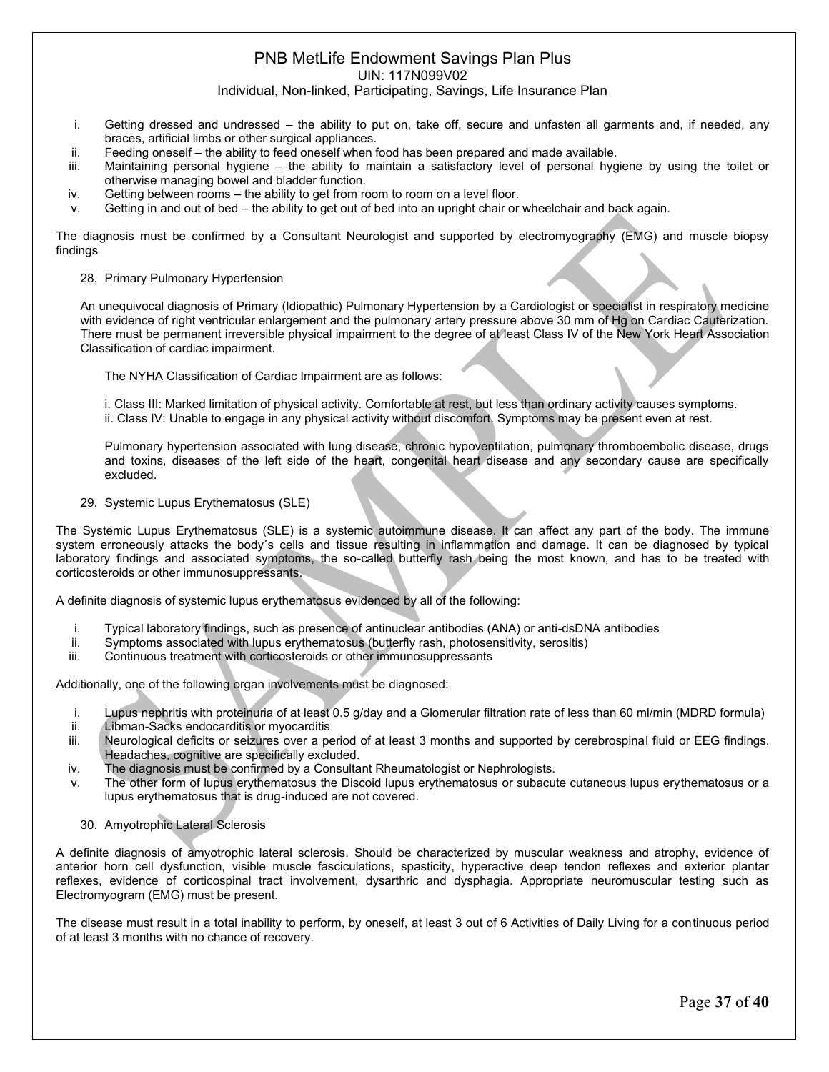i. Getting dressed and undressed – the ability to put on, take off, secure and unfasten all garments and, if needed, any braces, artificial limbs or other surgical appliances.
ii. Feeding oneself – the ability to feed oneself when food has been prepared and made available.
iii. Maintaining personal hygiene – the ability to maintain a satisfactory level of personal hygiene by using the toilet or otherwise managing bowel and bladder function.
iv. Getting between rooms – the ability to get from room to room on a level floor.
v. Getting in and out of bed – the ability to get out of bed into an upright chair or wheelchair and back again.

The diagnosis must be confirmed by a Consultant Neurologist and supported by electromyography (EMG) and muscle biopsy findings

28. Primary Pulmonary Hypertension

An unequivocal diagnosis of Primary (Idiopathic) Pulmonary Hypertension by a Cardiologist or specialist in respiratory medicine with evidence of right ventricular enlargement and the pulmonary artery pressure above 30 mm of Hg on Cardiac Cauterization. There must be permanent irreversible physical impairment to the degree of at least Class IV of the New York Heart Association Classification of cardiac impairment.

The NYHA Classification of Cardiac Impairment are as follows:

i. Class III: Marked limitation of physical activity. Comfortable at rest, but less than ordinary activity causes symptoms.
ii. Class IV: Unable to engage in any physical activity without discomfort. Symptoms may be present even at rest.

Pulmonary hypertension associated with lung disease, chronic hypoventilation, pulmonary thromboembolic disease, drugs and toxins, diseases of the left side of the heart, congenital heart disease and any secondary cause are specifically excluded.

29. Systemic Lupus Erythematosus (SLE)

The Systemic Lupus Erythematosus (SLE) is a systemic autoimmune disease. It can affect any part of the body. The immune system erroneously attacks the body´s cells and tissue resulting in inflammation and damage. It can be diagnosed by typical laboratory findings and associated symptoms, the so-called butterfly rash being the most known, and has to be treated with corticosteroids or other immunosuppressants.

A definite diagnosis of systemic lupus erythematosus evidenced by all of the following:

i. Typical laboratory findings, such as presence of antinuclear antibodies (ANA) or anti-dsDNA antibodies
ii. Symptoms associated with lupus erythematosus (butterfly rash, photosensitivity, serositis)
iii. Continuous treatment with corticosteroids or other immunosuppressants

Additionally, one of the following organ involvements must be diagnosed:

i. Lupus nephritis with proteinuria of at least 0.5 g/day and a Glomerular filtration rate of less than 60 ml/min (MDRD formula)
ii. Libman-Sacks endocarditis or myocarditis
iii. Neurological deficits or seizures over a period of at least 3 months and supported by cerebrospinal fluid or EEG findings. Headaches, cognitive are specifically excluded.
iv. The diagnosis must be confirmed by a Consultant Rheumatologist or Nephrologists.
v. The other form of lupus erythematosus the Discoid lupus erythematosus or subacute cutaneous lupus erythematosus or a lupus erythematosus that is drug-induced are not covered.

30. Amyotrophic Lateral Sclerosis

A definite diagnosis of amyotrophic lateral sclerosis. Should be characterized by muscular weakness and atrophy, evidence of anterior horn cell dysfunction, visible muscle fasciculations, spasticity, hyperactive deep tendon reflexes and exterior plantar reflexes, evidence of corticospinal tract involvement, dysarthric and dysphagia. Appropriate neuromuscular testing such as Electromyogram (EMG) must be present.

The disease must result in a total inability to perform, by oneself, at least 3 out of 6 Activities of Daily Living for a continuous period of at least 3 months with no chance of recovery.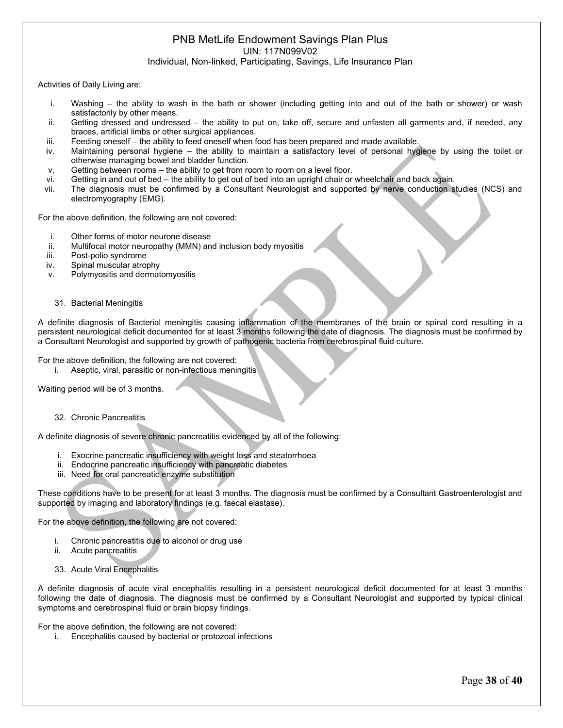Activities of Daily Living are:

i. Washing – the ability to wash in the bath or shower (including getting into and out of the bath or shower) or wash satisfactorily by other means.
ii. Getting dressed and undressed – the ability to put on, take off, secure and unfasten all garments and, if needed, any braces, artificial limbs or other surgical appliances.
iii. Feeding oneself – the ability to feed oneself when food has been prepared and made available.
iv. Maintaining personal hygiene – the ability to maintain a satisfactory level of personal hygiene by using the toilet or otherwise managing bowel and bladder function.
v. Getting between rooms – the ability to get from room to room on a level floor.
vi. Getting in and out of bed – the ability to get out of bed into an upright chair or wheelchair and back again.
vii. The diagnosis must be confirmed by a Consultant Neurologist and supported by nerve conduction studies (NCS) and electromyography (EMG).

For the above definition, the following are not covered:

i. Other forms of motor neurone disease
ii. Multifocal motor neuropathy (MMN) and inclusion body myositis
iii. Post-polio syndrome
iv. Spinal muscular atrophy
v. Polymyositis and dermatomyositis

31. Bacterial Meningitis

A definite diagnosis of Bacterial meningitis causing inflammation of the membranes of the brain or spinal cord resulting in a persistent neurological deficit documented for at least 3 months following the date of diagnosis. The diagnosis must be confirmed by a Consultant Neurologist and supported by growth of pathogenic bacteria from cerebrospinal fluid culture.

For the above definition, the following are not covered:

i. Aseptic, viral, parasitic or non-infectious meningitis

Waiting period will be of 3 months.

32. Chronic Pancreatitis

A definite diagnosis of severe chronic pancreatitis evidenced by all of the following:

i. Exocrine pancreatic insufficiency with weight loss and steatorrhoea
ii. Endocrine pancreatic insufficiency with pancreatic diabetes
iii. Need for oral pancreatic enzyme substitution

These conditions have to be present for at least 3 months. The diagnosis must be confirmed by a Consultant Gastroenterologist and supported by imaging and laboratory findings (e.g. faecal elastase).

For the above definition, the following are not covered:

i. Chronic pancreatitis due to alcohol or drug use
ii. Acute pancreatitis

33. Acute Viral Encephalitis

A definite diagnosis of acute viral encephalitis resulting in a persistent neurological deficit documented for at least 3 months following the date of diagnosis. The diagnosis must be confirmed by a Consultant Neurologist and supported by typical clinical symptoms and cerebrospinal fluid or brain biopsy findings.

For the above definition, the following are not covered:

i. Encephalitis caused by bacterial or protozoal infections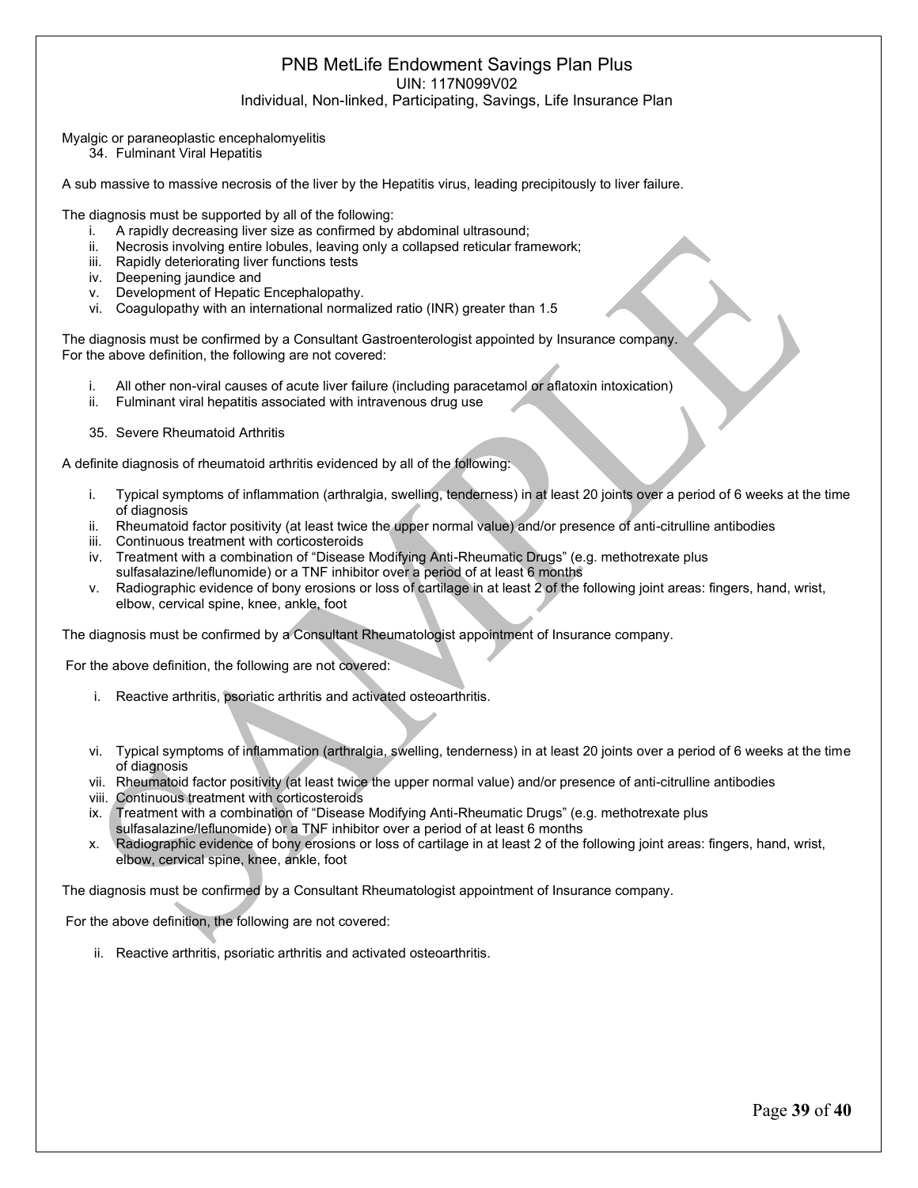Myalgic or paraneoplastic encephalomyelitis

34. Fulminant Viral Hepatitis

A sub massive to massive necrosis of the liver by the Hepatitis virus, leading precipitously to liver failure.

The diagnosis must be supported by all of the following:

- i. A rapidly decreasing liver size as confirmed by abdominal ultrasound;
- ii. Necrosis involving entire lobules, leaving only a collapsed reticular framework;
- iii. Rapidly deteriorating liver functions tests
- iv. Deepening jaundice and
- v. Development of Hepatic Encephalopathy.
- vi. Coagulopathy with an international normalized ratio (INR) greater than 1.5

The diagnosis must be confirmed by a Consultant Gastroenterologist appointed by Insurance company.
For the above definition, the following are not covered:

- i. All other non-viral causes of acute liver failure (including paracetamol or aflatoxin intoxication)
- ii. Fulminant viral hepatitis associated with intravenous drug use

35. Severe Rheumatoid Arthritis

A definite diagnosis of rheumatoid arthritis evidenced by all of the following:

- i. Typical symptoms of inflammation (arthralgia, swelling, tenderness) in at least 20 joints over a period of 6 weeks at the time of diagnosis
- ii. Rheumatoid factor positivity (at least twice the upper normal value) and/or presence of anti-citrulline antibodies
- iii. Continuous treatment with corticosteroids
- iv. Treatment with a combination of "Disease Modifying Anti-Rheumatic Drugs" (e.g. methotrexate plus sulfasalazine/leflunomide) or a TNF inhibitor over a period of at least 6 months
- v. Radiographic evidence of bony erosions or loss of cartilage in at least 2 of the following joint areas: fingers, hand, wrist, elbow, cervical spine, knee, ankle, foot

The diagnosis must be confirmed by a Consultant Rheumatologist appointment of Insurance company.

For the above definition, the following are not covered:

- i. Reactive arthritis, psoriatic arthritis and activated osteoarthritis.

- vi. Typical symptoms of inflammation (arthralgia, swelling, tenderness) in at least 20 joints over a period of 6 weeks at the time of diagnosis
- vii. Rheumatoid factor positivity (at least twice the upper normal value) and/or presence of anti-citrulline antibodies
- viii. Continuous treatment with corticosteroids
- ix. Treatment with a combination of "Disease Modifying Anti-Rheumatic Drugs" (e.g. methotrexate plus sulfasalazine/leflunomide) or a TNF inhibitor over a period of at least 6 months
- x. Radiographic evidence of bony erosions or loss of cartilage in at least 2 of the following joint areas: fingers, hand, wrist, elbow, cervical spine, knee, ankle, foot

The diagnosis must be confirmed by a Consultant Rheumatologist appointment of Insurance company.

For the above definition, the following are not covered:

- ii. Reactive arthritis, psoriatic arthritis and activated osteoarthritis.